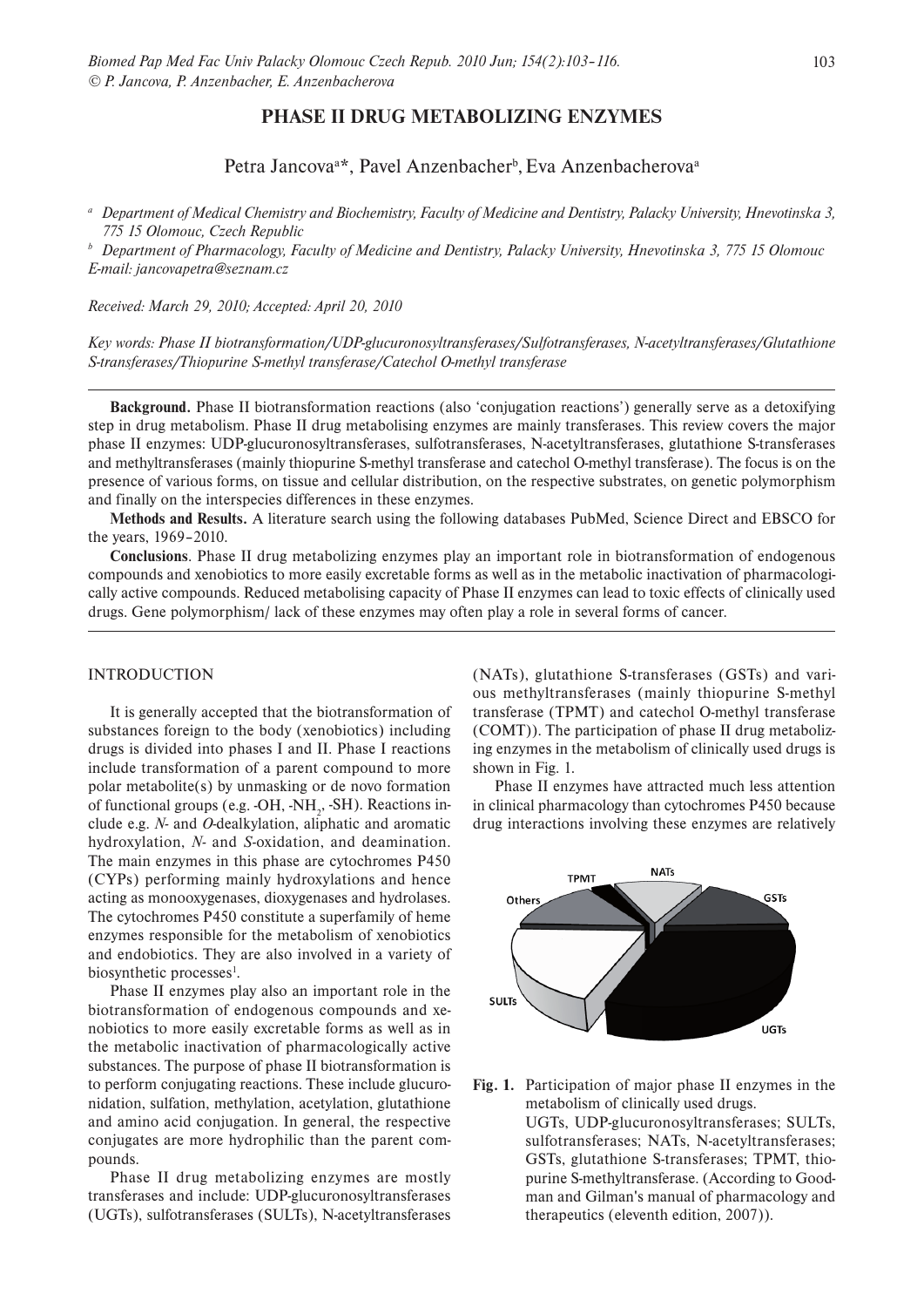# PHASE II DRUG METABOLIZING ENZYMES

Petra Jancova[a]*, Pavel Anzenbacher[b], Eva Anzenbacherova[a]

*[a] Department of Medical Chemistry and Biochemistry, Faculty of Medicine and Dentistry, Palacky University, Hnevotinska 3, 775 15 Olomouc, Czech Republic*

*[b] Department of Pharmacology, Faculty of Medicine and Dentistry, Palacky University, Hnevotinska 3, 775 15 Olomouc*
*E-mail: jancovapetra@seznam.cz*

*Received: March 29, 2010; Accepted: April 20, 2010*

*Key words: Phase II biotransformation/UDP-glucuronosyltransferases/Sulfotransferases, N-acetyltransferases/Glutathione S-transferases/Thiopurine S-methyl transferase/Catechol O-methyl transferase*

**Background.** Phase II biotransformation reactions (also 'conjugation reactions') generally serve as a detoxifying step in drug metabolism. Phase II drug metabolising enzymes are mainly transferases. This review covers the major phase II enzymes: UDP-glucuronosyltransferases, sulfotransferases, N-acetyltransferases, glutathione S-transferases and methyltransferases (mainly thiopurine S-methyl transferase and catechol O-methyl transferase). The focus is on the presence of various forms, on tissue and cellular distribution, on the respective substrates, on genetic polymorphism and finally on the interspecies differences in these enzymes.

**Methods and Results.** A literature search using the following databases PubMed, Science Direct and EBSCO for the years, 1969–2010.

**Conclusions**. Phase II drug metabolizing enzymes play an important role in biotransformation of endogenous compounds and xenobiotics to more easily excretable forms as well as in the metabolic inactivation of pharmacologically active compounds. Reduced metabolising capacity of Phase II enzymes can lead to toxic effects of clinically used drugs. Gene polymorphism/ lack of these enzymes may often play a role in several forms of cancer.

## INTRODUCTION

It is generally accepted that the biotransformation of substances foreign to the body (xenobiotics) including drugs is divided into phases I and II. Phase I reactions include transformation of a parent compound to more polar metabolite(s) by unmasking or de novo formation of functional groups (e.g. -OH, $-NH_2$, -SH). Reactions include e.g. *N*- and *O*-dealkylation, aliphatic and aromatic hydroxylation, *N*- and *S*-oxidation, and deamination. The main enzymes in this phase are cytochromes P450 (CYPs) performing mainly hydroxylations and hence acting as monooxygenases, dioxygenases and hydrolases. The cytochromes P450 constitute a superfamily of heme enzymes responsible for the metabolism of xenobiotics and endobiotics. They are also involved in a variety of biosynthetic processes[1].

Phase II enzymes play also an important role in the biotransformation of endogenous compounds and xenobiotics to more easily excretable forms as well as in the metabolic inactivation of pharmacologically active substances. The purpose of phase II biotransformation is to perform conjugating reactions. These include glucuronidation, sulfation, methylation, acetylation, glutathione and amino acid conjugation. In general, the respective conjugates are more hydrophilic than the parent compounds.

Phase II drug metabolizing enzymes are mostly transferases and include: UDP-glucuronosyltransferases (UGTs), sulfotransferases (SULTs), N-acetyltransferases (NATs), glutathione S-transferases (GSTs) and various methyltransferases (mainly thiopurine S-methyl transferase (TPMT) and catechol O-methyl transferase (COMT)). The participation of phase II drug metabolizing enzymes in the metabolism of clinically used drugs is shown in Fig. 1.

Phase II enzymes have attracted much less attention in clinical pharmacology than cytochromes P450 because drug interactions involving these enzymes are relatively

**Fig. 1.** Participation of major phase II enzymes in the metabolism of clinically used drugs.
UGTs, UDP-glucuronosyltransferases; SULTs, sulfotransferases; NATs, N-acetyltransferases; GSTs, glutathione S-transferases; TPMT, thiopurine S-methyltransferase. (According to Goodman and Gilman's manual of pharmacology and therapeutics (eleventh edition, 2007)).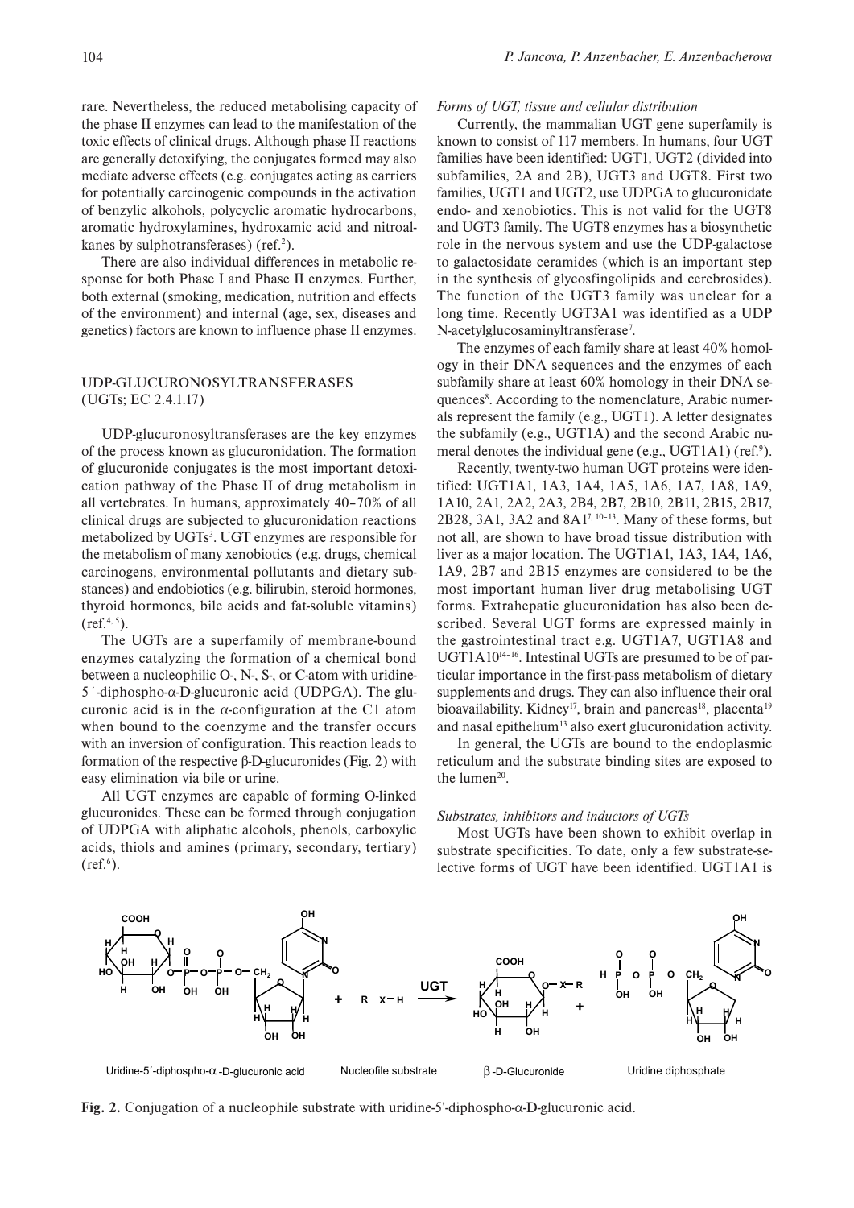rare. Nevertheless, the reduced metabolising capacity of the phase II enzymes can lead to the manifestation of the toxic effects of clinical drugs. Although phase II reactions are generally detoxifying, the conjugates formed may also mediate adverse effects (e.g. conjugates acting as carriers for potentially carcinogenic compounds in the activation of benzylic alkohols, polycyclic aromatic hydrocarbons, aromatic hydroxylamines, hydroxamic acid and nitroalkanes by sulphotransferases) (ref.[2]).

There are also individual differences in metabolic response for both Phase I and Phase II enzymes. Further, both external (smoking, medication, nutrition and effects of the environment) and internal (age, sex, diseases and genetics) factors are known to influence phase II enzymes.

## UDP-GLUCURONOSYLTRANSFERASES (UGTs; EC 2.4.1.17)

UDP-glucuronosyltransferases are the key enzymes of the process known as glucuronidation. The formation of glucuronide conjugates is the most important detoxication pathway of the Phase II of drug metabolism in all vertebrates. In humans, approximately 40–70% of all clinical drugs are subjected to glucuronidation reactions metabolized by UGTs[3]. UGT enzymes are responsible for the metabolism of many xenobiotics (e.g. drugs, chemical carcinogens, environmental pollutants and dietary substances) and endobiotics (e.g. bilirubin, steroid hormones, thyroid hormones, bile acids and fat-soluble vitamins) (ref.[4,5]).

The UGTs are a superfamily of membrane-bound enzymes catalyzing the formation of a chemical bond between a nucleophilic O-, N-, S-, or C-atom with uridine-5´-diphospho-α-D-glucuronic acid (UDPGA). The glucuronic acid is in the α-configuration at the C1 atom when bound to the coenzyme and the transfer occurs with an inversion of configuration. This reaction leads to formation of the respective β-D-glucuronides (Fig. 2) with easy elimination via bile or urine.

All UGT enzymes are capable of forming O-linked glucuronides. These can be formed through conjugation of UDPGA with aliphatic alcohols, phenols, carboxylic acids, thiols and amines (primary, secondary, tertiary) (ref.[6]).

### *Forms of UGT, tissue and cellular distribution*

Currently, the mammalian UGT gene superfamily is known to consist of 117 members. In humans, four UGT families have been identified: UGT1, UGT2 (divided into subfamilies, 2A and 2B), UGT3 and UGT8. First two families, UGT1 and UGT2, use UDPGA to glucuronidate endo- and xenobiotics. This is not valid for the UGT8 and UGT3 family. The UGT8 enzymes has a biosynthetic role in the nervous system and use the UDP-galactose to galactosidate ceramides (which is an important step in the synthesis of glycosfingolipids and cerebrosides). The function of the UGT3 family was unclear for a long time. Recently UGT3A1 was identified as a UDP N-acetylglucosaminyltransferase[7].

The enzymes of each family share at least 40% homology in their DNA sequences and the enzymes of each subfamily share at least 60% homology in their DNA sequences[8]. According to the nomenclature, Arabic numerals represent the family (e.g., UGT1). A letter designates the subfamily (e.g., UGT1A) and the second Arabic numeral denotes the individual gene (e.g., UGT1A1) (ref.[9]).

Recently, twenty-two human UGT proteins were identified: UGT1A1, 1A3, 1A4, 1A5, 1A6, 1A7, 1A8, 1A9, 1A10, 2A1, 2A2, 2A3, 2B4, 2B7, 2B10, 2B11, 2B15, 2B17, 2B28, 3A1, 3A2 and 8A1[7,10–13]. Many of these forms, but not all, are shown to have broad tissue distribution with liver as a major location. The UGT1A1, 1A3, 1A4, 1A6, 1A9, 2B7 and 2B15 enzymes are considered to be the most important human liver drug metabolising UGT forms. Extrahepatic glucuronidation has also been described. Several UGT forms are expressed mainly in the gastrointestinal tract e.g. UGT1A7, UGT1A8 and UGT1A10[14–16]. Intestinal UGTs are presumed to be of particular importance in the first-pass metabolism of dietary supplements and drugs. They can also influence their oral bioavailability. Kidney[17], brain and pancreas[18], placenta[19] and nasal epithelium[13] also exert glucuronidation activity.

In general, the UGTs are bound to the endoplasmic reticulum and the substrate binding sites are exposed to the lumen[20].

### *Substrates, inhibitors and inductors of UGTs*

Most UGTs have been shown to exhibit overlap in substrate specificities. To date, only a few substrate-selective forms of UGT have been identified. UGT1A1 is

Uridine-5´-diphospho-α-D-glucuronic acid + Nucleofile substrate (R–X–H) —UGT→ β-D-Glucuronide + Uridine diphosphate

**Fig. 2.** Conjugation of a nucleophile substrate with uridine-5'-diphospho-α-D-glucuronic acid.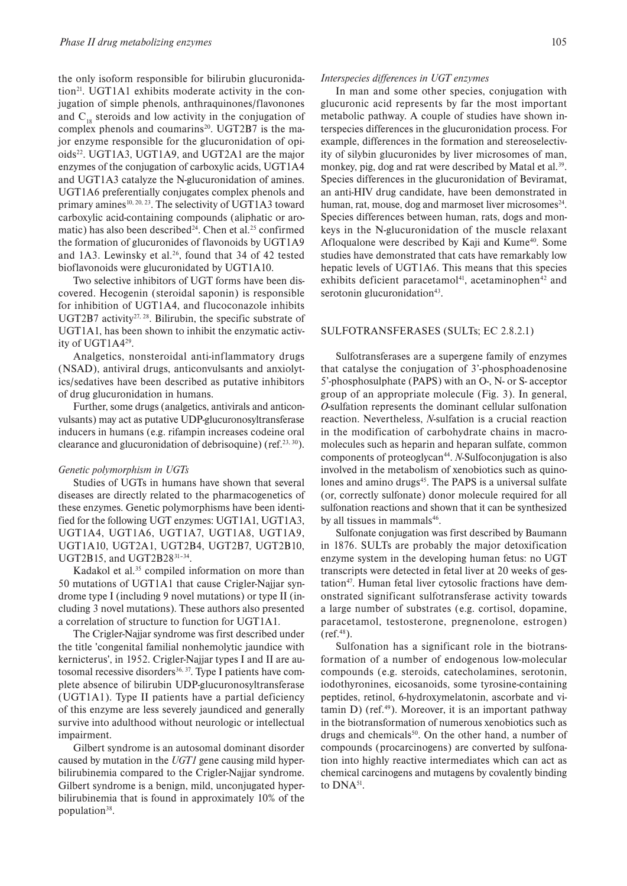the only isoform responsible for bilirubin glucuronidation[21]. UGT1A1 exhibits moderate activity in the conjugation of simple phenols, anthraquinones/flavonones and $C_{18}$ steroids and low activity in the conjugation of complex phenols and coumarins[20]. UGT2B7 is the major enzyme responsible for the glucuronidation of opioids[22]. UGT1A3, UGT1A9, and UGT2A1 are the major enzymes of the conjugation of carboxylic acids, UGT1A4 and UGT1A3 catalyze the N-glucuronidation of amines. UGT1A6 preferentially conjugates complex phenols and primary amines[10, 20, 23]. The selectivity of UGT1A3 toward carboxylic acid-containing compounds (aliphatic or aromatic) has also been described[24]. Chen et al.[25] confirmed the formation of glucuronides of flavonoids by UGT1A9 and 1A3. Lewinsky et al.[26], found that 34 of 42 tested bioflavonoids were glucuronidated by UGT1A10.

Two selective inhibitors of UGT forms have been discovered. Hecogenin (steroidal saponin) is responsible for inhibition of UGT1A4, and flucoconazole inhibits UGT2B7 activity[27, 28]. Bilirubin, the specific substrate of UGT1A1, has been shown to inhibit the enzymatic activity of UGT1A4[29].

Analgetics, nonsteroidal anti-inflammatory drugs (NSAD), antiviral drugs, anticonvulsants and anxiolytics/sedatives have been described as putative inhibitors of drug glucuronidation in humans.

Further, some drugs (analgetics, antivirals and anticonvulsants) may act as putative UDP-glucuronosyltransferase inducers in humans (e.g. rifampin increases codeine oral clearance and glucuronidation of debrisoquine) (ref.[23, 30]).

### *Genetic polymorphism in UGTs*

Studies of UGTs in humans have shown that several diseases are directly related to the pharmacogenetics of these enzymes. Genetic polymorphisms have been identified for the following UGT enzymes: UGT1A1, UGT1A3, UGT1A4, UGT1A6, UGT1A7, UGT1A8, UGT1A9, UGT1A10, UGT2A1, UGT2B4, UGT2B7, UGT2B10, UGT2B15, and UGT2B28[31-34].

Kadakol et al.[35] compiled information on more than 50 mutations of UGT1A1 that cause Crigler-Najjar syndrome type I (including 9 novel mutations) or type II (including 3 novel mutations). These authors also presented a correlation of structure to function for UGT1A1.

The Crigler-Najjar syndrome was first described under the title 'congenital familial nonhemolytic jaundice with kernicterus', in 1952. Crigler-Najjar types I and II are autosomal recessive disorders[36, 37]. Type I patients have complete absence of bilirubin UDP-glucuronosyltransferase (UGT1A1). Type II patients have a partial deficiency of this enzyme are less severely jaundiced and generally survive into adulthood without neurologic or intellectual impairment.

Gilbert syndrome is an autosomal dominant disorder caused by mutation in the *UGT1* gene causing mild hyperbilirubinemia compared to the Crigler-Najjar syndrome. Gilbert syndrome is a benign, mild, unconjugated hyperbilirubinemia that is found in approximately 10% of the population[38].

### *Interspecies differences in UGT enzymes*

In man and some other species, conjugation with glucuronic acid represents by far the most important metabolic pathway. A couple of studies have shown interspecies differences in the glucuronidation process. For example, differences in the formation and stereoselectivity of silybin glucuronides by liver microsomes of man, monkey, pig, dog and rat were described by Matal et al.[39]. Species differences in the glucuronidation of Beviramat, an anti-HIV drug candidate, have been demonstrated in human, rat, mouse, dog and marmoset liver microsomes[24]. Species differences between human, rats, dogs and monkeys in the N-glucuronidation of the muscle relaxant Afloqualone were described by Kaji and Kume[40]. Some studies have demonstrated that cats have remarkably low hepatic levels of UGT1A6. This means that this species exhibits deficient paracetamol[41], acetaminophen[42] and serotonin glucuronidation[43].

## SULFOTRANSFERASES (SULTs; EC 2.8.2.1)

Sulfotransferases are a supergene family of enzymes that catalyse the conjugation of 3'-phosphoadenosine 5'-phosphosulphate (PAPS) with an O-, N- or S- acceptor group of an appropriate molecule (Fig. 3). In general, *O*-sulfation represents the dominant cellular sulfonation reaction. Nevertheless, *N*-sulfation is a crucial reaction in the modification of carbohydrate chains in macromolecules such as heparin and heparan sulfate, common components of proteoglycan[44]. *N*-Sulfoconjugation is also involved in the metabolism of xenobiotics such as quinolones and amino drugs[45]. The PAPS is a universal sulfate (or, correctly sulfonate) donor molecule required for all sulfonation reactions and shown that it can be synthesized by all tissues in mammals[46].

Sulfonate conjugation was first described by Baumann in 1876. SULTs are probably the major detoxification enzyme system in the developing human fetus: no UGT transcripts were detected in fetal liver at 20 weeks of gestation[47]. Human fetal liver cytosolic fractions have demonstrated significant sulfotransferase activity towards a large number of substrates (e.g. cortisol, dopamine, paracetamol, testosterone, pregnenolone, estrogen) (ref.[48]).

Sulfonation has a significant role in the biotransformation of a number of endogenous low-molecular compounds (e.g. steroids, catecholamines, serotonin, iodothyronines, eicosanoids, some tyrosine-containing peptides, retinol, 6-hydroxymelatonin, ascorbate and vitamin D) (ref.[49]). Moreover, it is an important pathway in the biotransformation of numerous xenobiotics such as drugs and chemicals[50]. On the other hand, a number of compounds (procarcinogens) are converted by sulfonation into highly reactive intermediates which can act as chemical carcinogens and mutagens by covalently binding to DNA[51].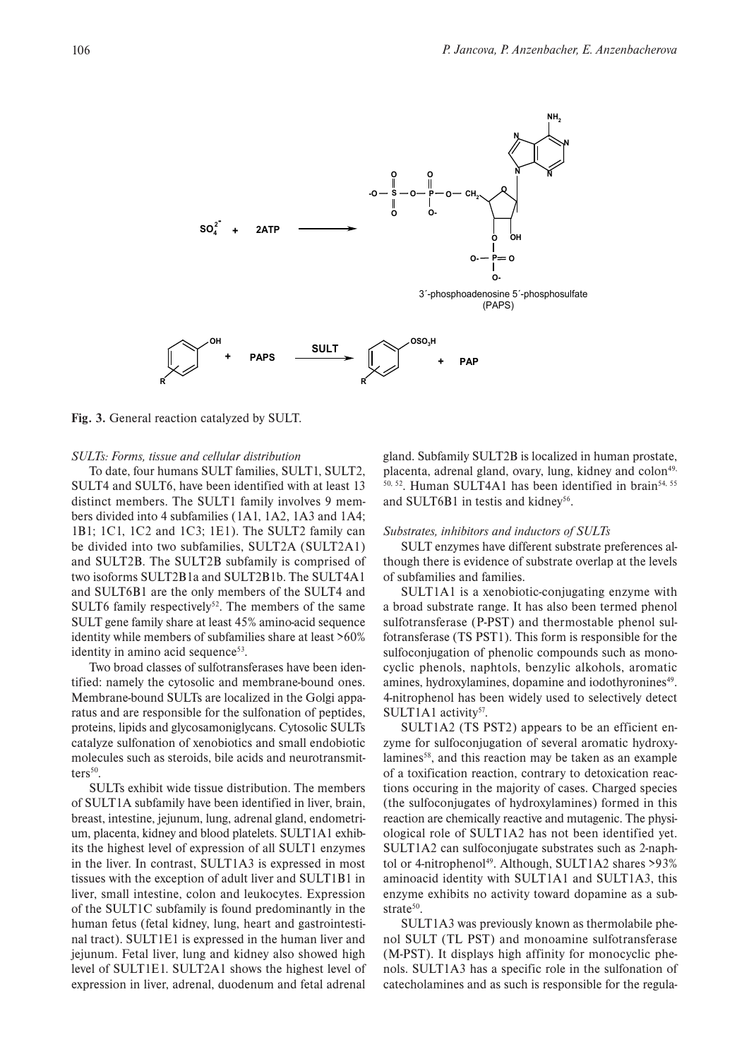**Fig. 3.** General reaction catalyzed by SULT.

*SULTs: Forms, tissue and cellular distribution*

To date, four humans SULT families, SULT1, SULT2, SULT4 and SULT6, have been identified with at least 13 distinct members. The SULT1 family involves 9 members divided into 4 subfamilies (1A1, 1A2, 1A3 and 1A4; 1B1; 1C1, 1C2 and 1C3; 1E1). The SULT2 family can be divided into two subfamilies, SULT2A (SULT2A1) and SULT2B. The SULT2B subfamily is comprised of two isoforms SULT2B1a and SULT2B1b. The SULT4A1 and SULT6B1 are the only members of the SULT4 and SULT6 family respectively[52]. The members of the same SULT gene family share at least 45% amino-acid sequence identity while members of subfamilies share at least >60% identity in amino acid sequence[53].

Two broad classes of sulfotransferases have been identified: namely the cytosolic and membrane-bound ones. Membrane-bound SULTs are localized in the Golgi apparatus and are responsible for the sulfonation of peptides, proteins, lipids and glycosamoniglycans. Cytosolic SULTs catalyze sulfonation of xenobiotics and small endobiotic molecules such as steroids, bile acids and neurotransmitters[50].

SULTs exhibit wide tissue distribution. The members of SULT1A subfamily have been identified in liver, brain, breast, intestine, jejunum, lung, adrenal gland, endometrium, placenta, kidney and blood platelets. SULT1A1 exhibits the highest level of expression of all SULT1 enzymes in the liver. In contrast, SULT1A3 is expressed in most tissues with the exception of adult liver and SULT1B1 in liver, small intestine, colon and leukocytes. Expression of the SULT1C subfamily is found predominantly in the human fetus (fetal kidney, lung, heart and gastrointestinal tract). SULT1E1 is expressed in the human liver and jejunum. Fetal liver, lung and kidney also showed high level of SULT1E1. SULT2A1 shows the highest level of expression in liver, adrenal, duodenum and fetal adrenal gland. Subfamily SULT2B is localized in human prostate, placenta, adrenal gland, ovary, lung, kidney and colon[49, 50, 52]. Human SULT4A1 has been identified in brain[54, 55] and SULT6B1 in testis and kidney[56].

*Substrates, inhibitors and inductors of SULTs*

SULT enzymes have different substrate preferences although there is evidence of substrate overlap at the levels of subfamilies and families.

SULT1A1 is a xenobiotic-conjugating enzyme with a broad substrate range. It has also been termed phenol sulfotransferase (P-PST) and thermostable phenol sulfotransferase (TS PST1). This form is responsible for the sulfoconjugation of phenolic compounds such as monocyclic phenols, naphtols, benzylic alkohols, aromatic amines, hydroxylamines, dopamine and iodothyronines[49]. 4-nitrophenol has been widely used to selectively detect SULT1A1 activity[57].

SULT1A2 (TS PST2) appears to be an efficient enzyme for sulfoconjugation of several aromatic hydroxylamines[58], and this reaction may be taken as an example of a toxification reaction, contrary to detoxication reactions occuring in the majority of cases. Charged species (the sulfoconjugates of hydroxylamines) formed in this reaction are chemically reactive and mutagenic. The physiological role of SULT1A2 has not been identified yet. SULT1A2 can sulfoconjugate substrates such as 2-naphtol or 4-nitrophenol[49]. Although, SULT1A2 shares >93% aminoacid identity with SULT1A1 and SULT1A3, this enzyme exhibits no activity toward dopamine as a substrate[50].

SULT1A3 was previously known as thermolabile phenol SULT (TL PST) and monoamine sulfotransferase (M-PST). It displays high affinity for monocyclic phenols. SULT1A3 has a specific role in the sulfonation of catecholamines and as such is responsible for the regula-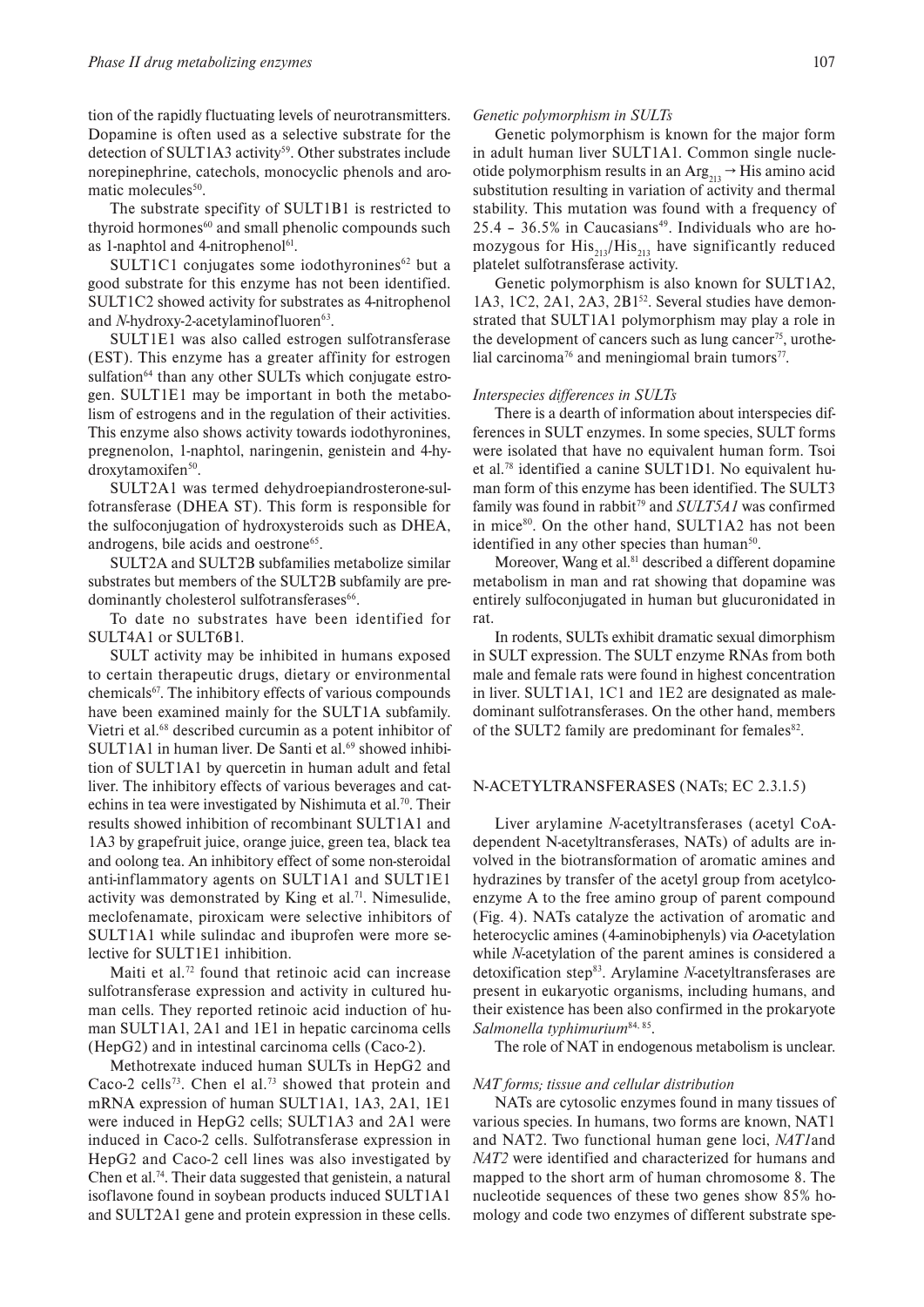tion of the rapidly fluctuating levels of neurotransmitters. Dopamine is often used as a selective substrate for the detection of SULT1A3 activity[59]. Other substrates include norepinephrine, catechols, monocyclic phenols and aromatic molecules[50].

The substrate specifity of SULT1B1 is restricted to thyroid hormones[60] and small phenolic compounds such as 1-naphtol and 4-nitrophenol[61].

SULT1C1 conjugates some iodothyronines[62] but a good substrate for this enzyme has not been identified. SULT1C2 showed activity for substrates as 4-nitrophenol and *N*-hydroxy-2-acetylaminofluoren[63].

SULT1E1 was also called estrogen sulfotransferase (EST). This enzyme has a greater affinity for estrogen sulfation[64] than any other SULTs which conjugate estrogen. SULT1E1 may be important in both the metabolism of estrogens and in the regulation of their activities. This enzyme also shows activity towards iodothyronines, pregnenolon, 1-naphtol, naringenin, genistein and 4-hydroxytamoxifen[50].

SULT2A1 was termed dehydroepiandrosterone-sulfotransferase (DHEA ST). This form is responsible for the sulfoconjugation of hydroxysteroids such as DHEA, androgens, bile acids and oestrone[65].

SULT2A and SULT2B subfamilies metabolize similar substrates but members of the SULT2B subfamily are predominantly cholesterol sulfotransferases[66].

To date no substrates have been identified for SULT4A1 or SULT6B1.

SULT activity may be inhibited in humans exposed to certain therapeutic drugs, dietary or environmental chemicals[67]. The inhibitory effects of various compounds have been examined mainly for the SULT1A subfamily. Vietri et al.[68] described curcumin as a potent inhibitor of SULT1A1 in human liver. De Santi et al.[69] showed inhibition of SULT1A1 by quercetin in human adult and fetal liver. The inhibitory effects of various beverages and catechins in tea were investigated by Nishimuta et al.[70]. Their results showed inhibition of recombinant SULT1A1 and 1A3 by grapefruit juice, orange juice, green tea, black tea and oolong tea. An inhibitory effect of some non-steroidal anti-inflammatory agents on SULT1A1 and SULT1E1 activity was demonstrated by King et al.[71]. Nimesulide, meclofenamate, piroxicam were selective inhibitors of SULT1A1 while sulindac and ibuprofen were more selective for SULT1E1 inhibition.

Maiti et al.[72] found that retinoic acid can increase sulfotransferase expression and activity in cultured human cells. They reported retinoic acid induction of human SULT1A1, 2A1 and 1E1 in hepatic carcinoma cells (HepG2) and in intestinal carcinoma cells (Caco-2).

Methotrexate induced human SULTs in HepG2 and Caco-2 cells[73]. Chen el al.[73] showed that protein and mRNA expression of human SULT1A1, 1A3, 2A1, 1E1 were induced in HepG2 cells; SULT1A3 and 2A1 were induced in Caco-2 cells. Sulfotransferase expression in HepG2 and Caco-2 cell lines was also investigated by Chen et al.[74]. Their data suggested that genistein, a natural isoflavone found in soybean products induced SULT1A1 and SULT2A1 gene and protein expression in these cells.

### *Genetic polymorphism in SULTs*

Genetic polymorphism is known for the major form in adult human liver SULT1A1. Common single nucleotide polymorphism results in an $Arg_{213} \rightarrow His$ amino acid substitution resulting in variation of activity and thermal stability. This mutation was found with a frequency of 25.4 – 36.5% in Caucasians[49]. Individuals who are homozygous for $His_{213}/His_{213}$ have significantly reduced platelet sulfotransferase activity.

Genetic polymorphism is also known for SULT1A2, 1A3, 1C2, 2A1, 2A3, 2B1[52]. Several studies have demonstrated that SULT1A1 polymorphism may play a role in the development of cancers such as lung cancer[75], urothelial carcinoma[76] and meningiomal brain tumors[77].

### *Interspecies differences in SULTs*

There is a dearth of information about interspecies differences in SULT enzymes. In some species, SULT forms were isolated that have no equivalent human form. Tsoi et al.[78] identified a canine SULT1D1. No equivalent human form of this enzyme has been identified. The SULT3 family was found in rabbit[79] and *SULT5A1* was confirmed in mice[80]. On the other hand, SULT1A2 has not been identified in any other species than human[50].

Moreover, Wang et al.[81] described a different dopamine metabolism in man and rat showing that dopamine was entirely sulfoconjugated in human but glucuronidated in rat.

In rodents, SULTs exhibit dramatic sexual dimorphism in SULT expression. The SULT enzyme RNAs from both male and female rats were found in highest concentration in liver. SULT1A1, 1C1 and 1E2 are designated as male-dominant sulfotransferases. On the other hand, members of the SULT2 family are predominant for females[82].

## N-ACETYLTRANSFERASES (NATs; EC 2.3.1.5)

Liver arylamine *N*-acetyltransferases (acetyl CoA-dependent N-acetyltransferases, NATs) of adults are involved in the biotransformation of aromatic amines and hydrazines by transfer of the acetyl group from acetylcoenzyme A to the free amino group of parent compound (Fig. 4). NATs catalyze the activation of aromatic and heterocyclic amines (4-aminobiphenyls) via *O*-acetylation while *N*-acetylation of the parent amines is considered a detoxification step[83]. Arylamine *N*-acetyltransferases are present in eukaryotic organisms, including humans, and their existence has been also confirmed in the prokaryote *Salmonella typhimurium*[84, 85].

The role of NAT in endogenous metabolism is unclear.

### *NAT forms; tissue and cellular distribution*

NATs are cytosolic enzymes found in many tissues of various species. In humans, two forms are known, NAT1 and NAT2. Two functional human gene loci, *NAT1* and *NAT2* were identified and characterized for humans and mapped to the short arm of human chromosome 8. The nucleotide sequences of these two genes show 85% homology and code two enzymes of different substrate spe-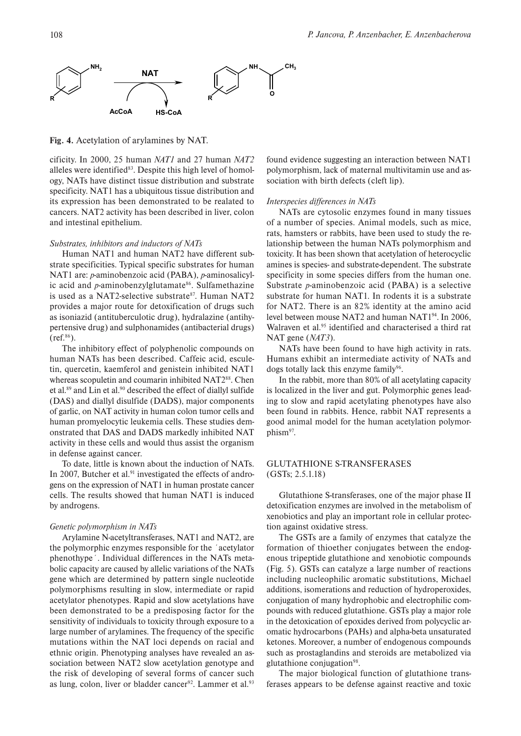**Fig. 4.** Acetylation of arylamines by NAT.

cificity. In 2000, 25 human *NAT1* and 27 human *NAT2* alleles were identified[83]. Despite this high level of homology, NATs have distinct tissue distribution and substrate specificity. NAT1 has a ubiquitous tissue distribution and its expression has been demonstrated to be realated to cancers. NAT2 activity has been described in liver, colon and intestinal epithelium.

*Substrates, inhibitors and inductors of NATs*

Human NAT1 and human NAT2 have different substrate specificities. Typical specific substrates for human NAT1 are: *p*-aminobenzoic acid (PABA), *p*-aminosalicylic acid and *p*-aminobenzylglutamate[86]. Sulfamethazine is used as a NAT2-selective substrate[87]. Human NAT2 provides a major route for detoxification of drugs such as isoniazid (antituberculotic drug), hydralazine (antihypertensive drug) and sulphonamides (antibacterial drugs) (ref.[86]).

The inhibitory effect of polyphenolic compounds on human NATs has been described. Caffeic acid, esculetin, quercetin, kaemferol and genistein inhibited NAT1 whereas scopuletin and coumarin inhibited NAT2[88]. Chen et al.[89] and Lin et al.[90] described the effect of diallyl sulfide (DAS) and diallyl disulfide (DADS), major components of garlic, on NAT activity in human colon tumor cells and human promyelocytic leukemia cells. These studies demonstrated that DAS and DADS markedly inhibited NAT activity in these cells and would thus assist the organism in defense against cancer.

To date, little is known about the induction of NATs. In 2007, Butcher et al.[91] investigated the effects of androgens on the expression of NAT1 in human prostate cancer cells. The results showed that human NAT1 is induced by androgens.

*Genetic polymorphism in NATs*

Arylamine N-acetyltransferases, NAT1 and NAT2, are the polymorphic enzymes responsible for the ´acetylator phenothype´. Individual differences in the NATs metabolic capacity are caused by allelic variations of the NATs gene which are determined by pattern single nucleotide polymorphisms resulting in slow, intermediate or rapid acetylator phenotypes. Rapid and slow acetylations have been demonstrated to be a predisposing factor for the sensitivity of individuals to toxicity through exposure to a large number of arylamines. The frequency of the specific mutations within the NAT loci depends on racial and ethnic origin. Phenotyping analyses have revealed an association between NAT2 slow acetylation genotype and the risk of developing of several forms of cancer such as lung, colon, liver or bladder cancer[92]. Lammer et al.[93] found evidence suggesting an interaction between NAT1 polymorphism, lack of maternal multivitamin use and association with birth defects (cleft lip).

*Interspecies differences in NATs*

NATs are cytosolic enzymes found in many tissues of a number of species. Animal models, such as mice, rats, hamsters or rabbits, have been used to study the relationship between the human NATs polymorphism and toxicity. It has been shown that acetylation of heterocyclic amines is species- and substrate-dependent. The substrate specificity in some species differs from the human one. Substrate *p*-aminobenzoic acid (PABA) is a selective substrate for human NAT1. In rodents it is a substrate for NAT2. There is an 82% identity at the amino acid level between mouse NAT2 and human NAT1[94]. In 2006, Walraven et al.[95] identified and characterised a third rat NAT gene (*NAT3*).

NATs have been found to have high activity in rats. Humans exhibit an intermediate activity of NATs and dogs totally lack this enzyme family[96].

In the rabbit, more than 80% of all acetylating capacity is localized in the liver and gut. Polymorphic genes leading to slow and rapid acetylating phenotypes have also been found in rabbits. Hence, rabbit NAT represents a good animal model for the human acetylation polymorphism[97].

## GLUTATHIONE S-TRANSFERASES (GSTs; 2.5.1.18)

Glutathione S-transferases, one of the major phase II detoxification enzymes are involved in the metabolism of xenobiotics and play an important role in cellular protection against oxidative stress.

The GSTs are a family of enzymes that catalyze the formation of thioether conjugates between the endogenous tripeptide glutathione and xenobiotic compounds (Fig. 5). GSTs can catalyze a large number of reactions including nucleophilic aromatic substitutions, Michael additions, isomerations and reduction of hydroperoxides, conjugation of many hydrophobic and electrophilic compounds with reduced glutathione. GSTs play a major role in the detoxication of epoxides derived from polycyclic aromatic hydrocarbons (PAHs) and alpha-beta unsaturated ketones. Moreover, a number of endogenous compounds such as prostaglandins and steroids are metabolized via glutathione conjugation[98].

The major biological function of glutathione transferases appears to be defense against reactive and toxic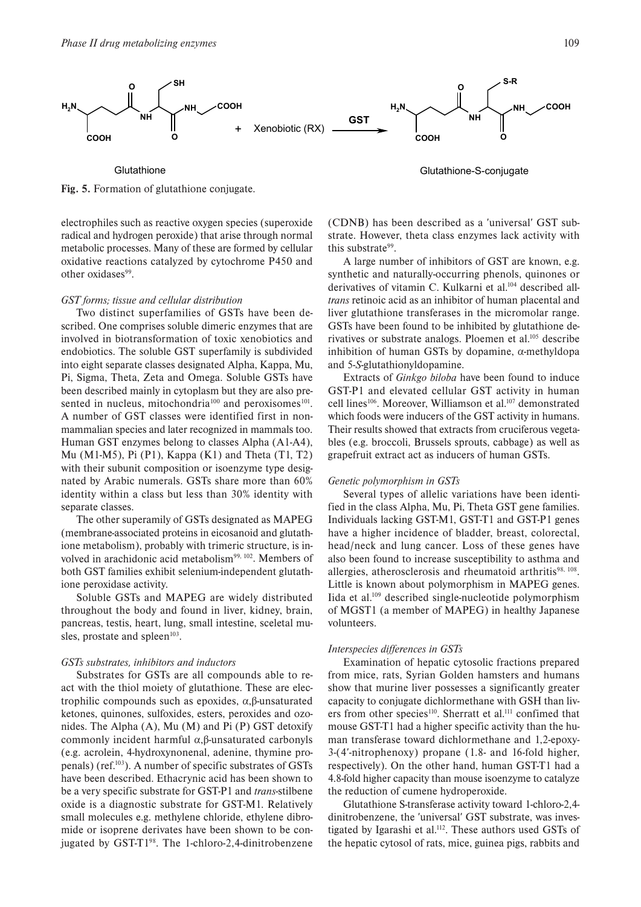Glutathione + Xenobiotic (RX) $\xrightarrow{GST}$ Glutathione-S-conjugate

**Fig. 5.** Formation of glutathione conjugate.

electrophiles such as reactive oxygen species (superoxide radical and hydrogen peroxide) that arise through normal metabolic processes. Many of these are formed by cellular oxidative reactions catalyzed by cytochrome P450 and other oxidases[99].

*GST forms; tissue and cellular distribution*

Two distinct superfamilies of GSTs have been described. One comprises soluble dimeric enzymes that are involved in biotransformation of toxic xenobiotics and endobiotics. The soluble GST superfamily is subdivided into eight separate classes designated Alpha, Kappa, Mu, Pi, Sigma, Theta, Zeta and Omega. Soluble GSTs have been described mainly in cytoplasm but they are also presented in nucleus, mitochondria[100] and peroxisomes[101]. A number of GST classes were identified first in non-mammalian species and later recognized in mammals too. Human GST enzymes belong to classes Alpha (A1-A4), Mu (M1-M5), Pi (P1), Kappa (K1) and Theta (T1, T2) with their subunit composition or isoenzyme type designated by Arabic numerals. GSTs share more than 60% identity within a class but less than 30% identity with separate classes.

The other superamily of GSTs designated as MAPEG (membrane-associated proteins in eicosanoid and glutathione metabolism), probably with trimeric structure, is involved in arachidonic acid metabolism[99, 102]. Members of both GST families exhibit selenium-independent glutathione peroxidase activity.

Soluble GSTs and MAPEG are widely distributed throughout the body and found in liver, kidney, brain, pancreas, testis, heart, lung, small intestine, sceletal musles, prostate and spleen[103].

*GSTs substrates, inhibitors and inductors*

Substrates for GSTs are all compounds able to react with the thiol moiety of glutathione. These are electrophilic compounds such as epoxides, α,β-unsaturated ketones, quinones, sulfoxides, esters, peroxides and ozonides. The Alpha (A), Mu (M) and Pi (P) GST detoxify commonly incident harmful α,β-unsaturated carbonyls (e.g. acrolein, 4-hydroxynonenal, adenine, thymine propenals) (ref.[103]). A number of specific substrates of GSTs have been described. Ethacrynic acid has been shown to be a very specific substrate for GST-P1 and *trans*-stilbene oxide is a diagnostic substrate for GST-M1. Relatively small molecules e.g. methylene chloride, ethylene dibromide or isoprene derivates have been shown to be conjugated by GST-T1[98]. The 1-chloro-2,4-dinitrobenzene (CDNB) has been described as a 'universal' GST substrate. However, theta class enzymes lack activity with this substrate[99].

A large number of inhibitors of GST are known, e.g. synthetic and naturally-occurring phenols, quinones or derivatives of vitamin C. Kulkarni et al.[104] described all-*trans* retinoic acid as an inhibitor of human placental and liver glutathione transferases in the micromolar range. GSTs have been found to be inhibited by glutathione derivatives or substrate analogs. Ploemen et al.[105] describe inhibition of human GSTs by dopamine, α-methyldopa and 5-*S*-glutathionyldopamine.

Extracts of *Ginkgo biloba* have been found to induce GST-P1 and elevated cellular GST activity in human cell lines[106]. Moreover, Williamson et al.[107] demonstrated which foods were inducers of the GST activity in humans. Their results showed that extracts from cruciferous vegetables (e.g. broccoli, Brussels sprouts, cabbage) as well as grapefruit extract act as inducers of human GSTs.

*Genetic polymorphism in GSTs*

Several types of allelic variations have been identified in the class Alpha, Mu, Pi, Theta GST gene families. Individuals lacking GST-M1, GST-T1 and GST-P1 genes have a higher incidence of bladder, breast, colorectal, head/neck and lung cancer. Loss of these genes have also been found to increase susceptibility to asthma and allergies, atherosclerosis and rheumatoid arthritis[98, 108]. Little is known about polymorphism in MAPEG genes. Iida et al.[109] described single-nucleotide polymorphism of MGST1 (a member of MAPEG) in healthy Japanese volunteers.

*Interspecies differences in GSTs*

Examination of hepatic cytosolic fractions prepared from mice, rats, Syrian Golden hamsters and humans show that murine liver possesses a significantly greater capacity to conjugate dichlormethane with GSH than livers from other species[110]. Sherratt et al.[111] confimed that mouse GST-T1 had a higher specific activity than the human transferase toward dichlormethane and 1,2-epoxy-3-(4′-nitrophenoxy) propane (1.8- and 16-fold higher, respectively). On the other hand, human GST-T1 had a 4.8-fold higher capacity than mouse isoenzyme to catalyze the reduction of cumene hydroperoxide.

Glutathione S-transferase activity toward 1-chloro-2,4-dinitrobenzene, the 'universal' GST substrate, was investigated by Igarashi et al.[112]. These authors used GSTs of the hepatic cytosol of rats, mice, guinea pigs, rabbits and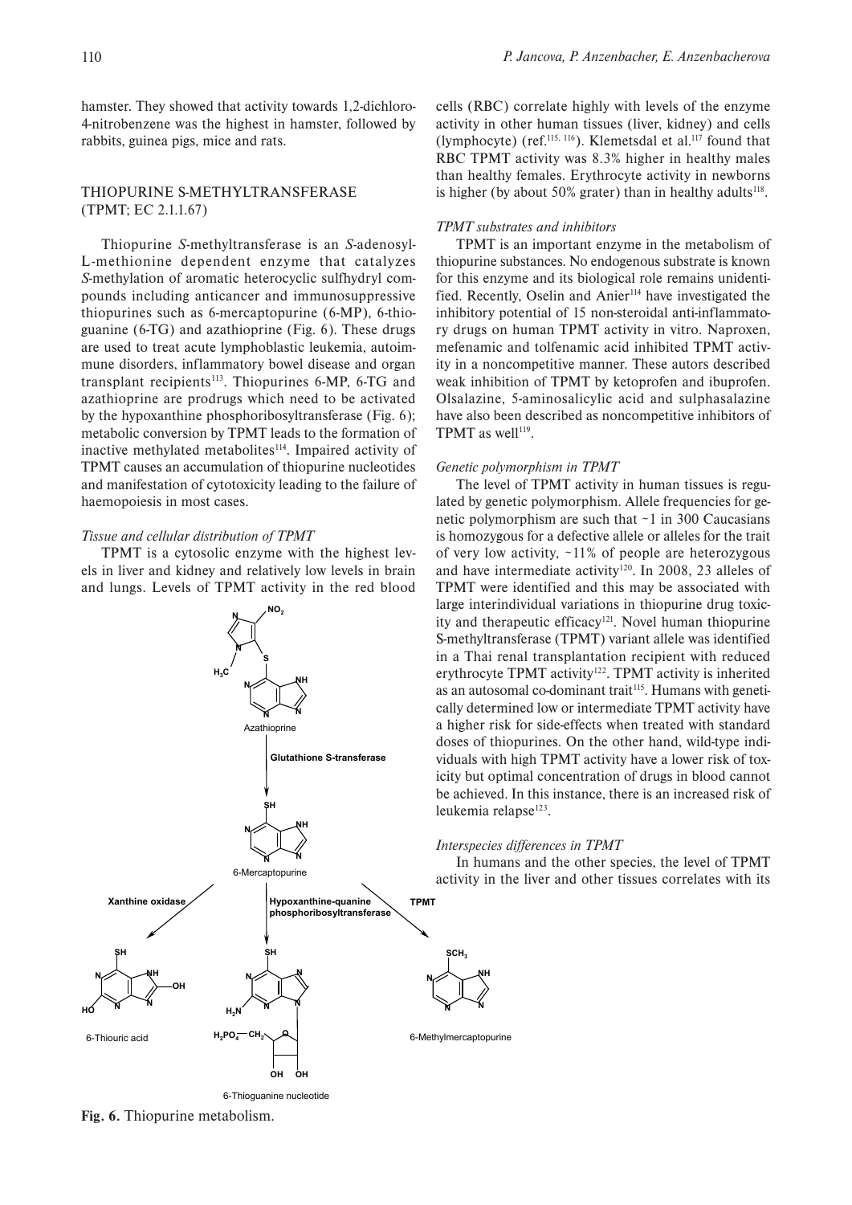hamster. They showed that activity towards 1,2-dichloro-4-nitrobenzene was the highest in hamster, followed by rabbits, guinea pigs, mice and rats.

## THIOPURINE S-METHYLTRANSFERASE (TPMT; EC 2.1.1.67)

Thiopurine *S*-methyltransferase is an *S*-adenosyl-L-methionine dependent enzyme that catalyzes *S*-methylation of aromatic heterocyclic sulfhydryl compounds including anticancer and immunosuppressive thiopurines such as 6-mercaptopurine (6-MP), 6-thioguanine (6-TG) and azathioprine (Fig. 6). These drugs are used to treat acute lymphoblastic leukemia, autoimmune disorders, inflammatory bowel disease and organ transplant recipients[113]. Thiopurines 6-MP, 6-TG and azathioprine are prodrugs which need to be activated by the hypoxanthine phosphoribosyltransferase (Fig. 6); metabolic conversion by TPMT leads to the formation of inactive methylated metabolites[114]. Impaired activity of TPMT causes an accumulation of thiopurine nucleotides and manifestation of cytotoxicity leading to the failure of haemopoiesis in most cases.

### *Tissue and cellular distribution of TPMT*

TPMT is a cytosolic enzyme with the highest levels in liver and kidney and relatively low levels in brain and lungs. Levels of TPMT activity in the red blood cells (RBC) correlate highly with levels of the enzyme activity in other human tissues (liver, kidney) and cells (lymphocyte) (ref.[115, 116]). Klemetsdal et al.[117] found that RBC TPMT activity was 8.3% higher in healthy males than healthy females. Erythrocyte activity in newborns is higher (by about 50% grater) than in healthy adults[118].

### *TPMT substrates and inhibitors*

TPMT is an important enzyme in the metabolism of thiopurine substances. No endogenous substrate is known for this enzyme and its biological role remains unidentified. Recently, Oselin and Anier[114] have investigated the inhibitory potential of 15 non-steroidal anti-inflammatory drugs on human TPMT activity in vitro. Naproxen, mefenamic and tolfenamic acid inhibited TPMT activity in a noncompetitive manner. These autors described weak inhibition of TPMT by ketoprofen and ibuprofen. Olsalazine, 5-aminosalicylic acid and sulphasalazine have also been described as noncompetitive inhibitors of TPMT as well[119].

### *Genetic polymorphism in TPMT*

The level of TPMT activity in human tissues is regulated by genetic polymorphism. Allele frequencies for genetic polymorphism are such that ~1 in 300 Caucasians is homozygous for a defective allele or alleles for the trait of very low activity, ~11% of people are heterozygous and have intermediate activity[120]. In 2008, 23 alleles of TPMT were identified and this may be associated with large interindividual variations in thiopurine drug toxicity and therapeutic efficacy[121]. Novel human thiopurine S-methyltransferase (TPMT) variant allele was identified in a Thai renal transplantation recipient with reduced erythrocyte TPMT activity[122]. TPMT activity is inherited as an autosomal co-dominant trait[115]. Humans with genetically determined low or intermediate TPMT activity have a higher risk for side-effects when treated with standard doses of thiopurines. On the other hand, wild-type individuals with high TPMT activity have a lower risk of toxicity but optimal concentration of drugs in blood cannot be achieved. In this instance, there is an increased risk of leukemia relapse[123].

### *Interspecies differences in TPMT*

In humans and the other species, the level of TPMT activity in the liver and other tissues correlates with its

**Fig. 6.** Thiopurine metabolism.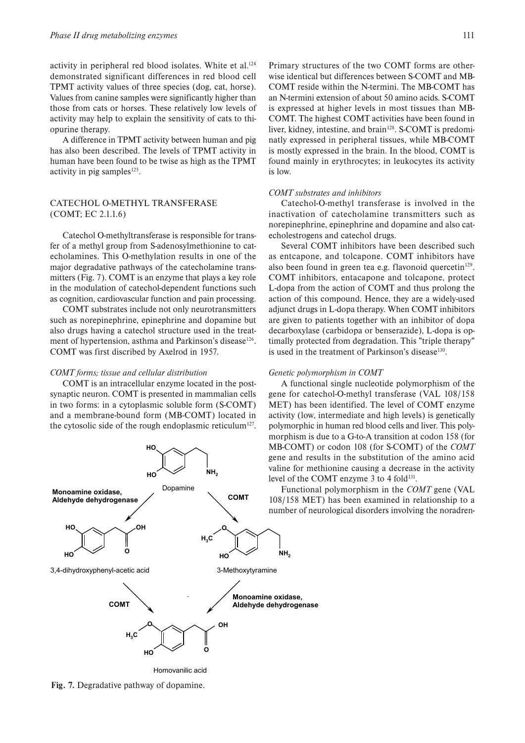activity in peripheral red blood isolates. White et al.[124] demonstrated significant differences in red blood cell TPMT activity values of three species (dog, cat, horse). Values from canine samples were significantly higher than those from cats or horses. These relatively low levels of activity may help to explain the sensitivity of cats to thiopurine therapy.

A difference in TPMT activity between human and pig has also been described. The levels of TPMT activity in human have been found to be twise as high as the TPMT activity in pig samples[125].

## CATECHOL O-METHYL TRANSFERASE (COMT; EC 2.1.1.6)

Catechol O-methyltransferase is responsible for transfer of a methyl group from S-adenosylmethionine to catecholamines. This O-methylation results in one of the major degradative pathways of the catecholamine transmitters (Fig. 7). COMT is an enzyme that plays a key role in the modulation of catechol-dependent functions such as cognition, cardiovascular function and pain processing.

COMT substrates include not only neurotransmitters such as norepinephrine, epinephrine and dopamine but also drugs having a catechol structure used in the treatment of hypertension, asthma and Parkinson's disease[126]. COMT was first discribed by Axelrod in 1957.

### *COMT forms; tissue and cellular distribution*

COMT is an intracellular enzyme located in the postsynaptic neuron. COMT is presented in mammalian cells in two forms: in a cytoplasmic soluble form (S-COMT) and a membrane-bound form (MB-COMT) located in the cytosolic side of the rough endoplasmic reticulum[127]. Primary structures of the two COMT forms are otherwise identical but differences between S-COMT and MB-COMT reside within the N-termini. The MB-COMT has an N-termini extension of about 50 amino acids. S-COMT is expressed at higher levels in most tissues than MB-COMT. The highest COMT activities have been found in liver, kidney, intestine, and brain[128]. S-COMT is predominatly expressed in peripheral tissues, while MB-COMT is mostly expressed in the brain. In the blood, COMT is found mainly in erythrocytes; in leukocytes its activity is low.

**Fig. 7.** Degradative pathway of dopamine.

### *COMT substrates and inhibitors*

Catechol-O-methyl transferase is involved in the inactivation of catecholamine transmitters such as norepinephrine, epinephrine and dopamine and also catecholestrogens and catechol drugs.

Several COMT inhibitors have been described such as entcapone, and tolcapone. COMT inhibitors have also been found in green tea e.g. flavonoid quercetin[129]. COMT inhibitors, entacapone and tolcapone, protect L-dopa from the action of COMT and thus prolong the action of this compound. Hence, they are a widely-used adjunct drugs in L-dopa therapy. When COMT inhibitors are given to patients together with an inhibitor of dopa decarboxylase (carbidopa or benserazide), L-dopa is optimally protected from degradation. This "triple therapy" is used in the treatment of Parkinson's disease[130].

### *Genetic polymorphism in COMT*

A functional single nucleotide polymorphism of the gene for catechol-O-methyl transferase (VAL 108/158 MET) has been identified. The level of COMT enzyme activity (low, intermediate and high levels) is genetically polymorphic in human red blood cells and liver. This polymorphism is due to a G-to-A transition at codon 158 (for MB-COMT) or codon 108 (for S-COMT) of the *COMT* gene and results in the substitution of the amino acid valine for methionine causing a decrease in the activity level of the COMT enzyme 3 to 4 fold[131].

Functional polymorphism in the *COMT* gene (VAL 108/158 MET) has been examined in relationship to a number of neurological disorders involving the noradren-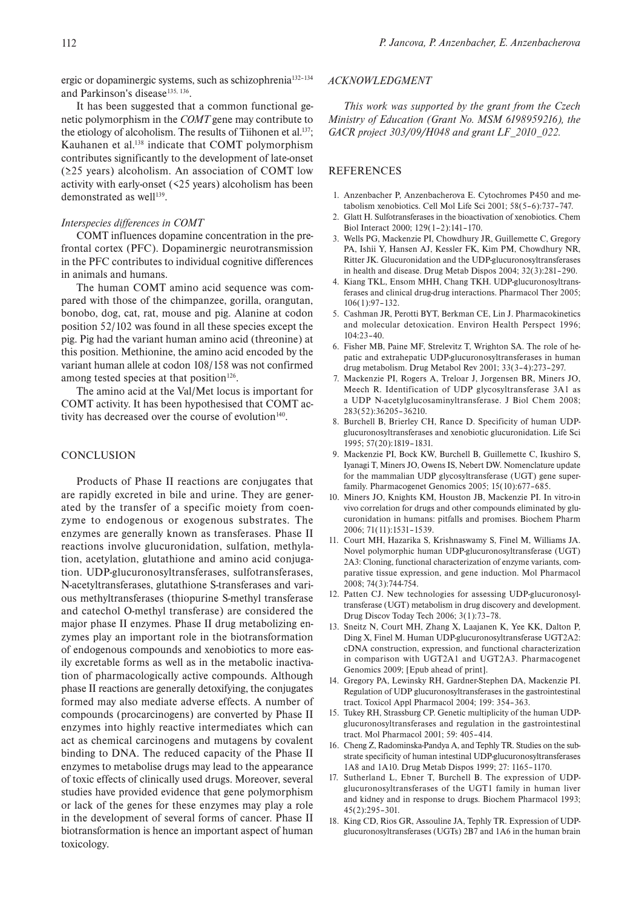ergic or dopaminergic systems, such as schizophrenia[132–134] and Parkinson's disease[135, 136].

It has been suggested that a common functional genetic polymorphism in the *COMT* gene may contribute to the etiology of alcoholism. The results of Tiihonen et al.[137]; Kauhanen et al.[138] indicate that COMT polymorphism contributes significantly to the development of late-onset (≥25 years) alcoholism. An association of COMT low activity with early-onset (<25 years) alcoholism has been demonstrated as well[139].

### *Interspecies differences in COMT*

COMT influences dopamine concentration in the prefrontal cortex (PFC). Dopaminergic neurotransmission in the PFC contributes to individual cognitive differences in animals and humans.

The human COMT amino acid sequence was compared with those of the chimpanzee, gorilla, orangutan, bonobo, dog, cat, rat, mouse and pig. Alanine at codon position 52/102 was found in all these species except the pig. Pig had the variant human amino acid (threonine) at this position. Methionine, the amino acid encoded by the variant human allele at codon 108/158 was not confirmed among tested species at that position[126].

The amino acid at the Val/Met locus is important for COMT activity. It has been hypothesised that COMT activity has decreased over the course of evolution[140].

## CONCLUSION

Products of Phase II reactions are conjugates that are rapidly excreted in bile and urine. They are generated by the transfer of a specific moiety from coenzyme to endogenous or exogenous substrates. The enzymes are generally known as transferases. Phase II reactions involve glucuronidation, sulfation, methylation, acetylation, glutathione and amino acid conjugation. UDP-glucuronosyltransferases, sulfotransferases, N-acetyltransferases, glutathione S-transferases and various methyltransferases (thiopurine S-methyl transferase and catechol O-methyl transferase) are considered the major phase II enzymes. Phase II drug metabolizing enzymes play an important role in the biotransformation of endogenous compounds and xenobiotics to more easily excretable forms as well as in the metabolic inactivation of pharmacologically active compounds. Although phase II reactions are generally detoxifying, the conjugates formed may also mediate adverse effects. A number of compounds (procarcinogens) are converted by Phase II enzymes into highly reactive intermediates which can act as chemical carcinogens and mutagens by covalent binding to DNA. The reduced capacity of the Phase II enzymes to metabolise drugs may lead to the appearance of toxic effects of clinically used drugs. Moreover, several studies have provided evidence that gene polymorphism or lack of the genes for these enzymes may play a role in the development of several forms of cancer. Phase II biotransformation is hence an important aspect of human toxicology.

## *ACKNOWLEDGMENT*

*This work was supported by the grant from the Czech Ministry of Education (Grant No. MSM 6198959216), the GACR project 303/09/H048 and grant LF_2010_022.*

## REFERENCES

1. Anzenbacher P, Anzenbacherova E. Cytochromes P450 and metabolism xenobiotics. Cell Mol Life Sci 2001; 58(5–6):737–747.
2. Glatt H. Sulfotransferases in the bioactivation of xenobiotics. Chem Biol Interact 2000; 129(1–2):141–170.
3. Wells PG, Mackenzie PI, Chowdhury JR, Guillemette C, Gregory PA, Ishii Y, Hansen AJ, Kessler FK, Kim PM, Chowdhury NR, Ritter JK. Glucuronidation and the UDP-glucuronosyltransferases in health and disease. Drug Metab Dispos 2004; 32(3):281–290.
4. Kiang TKL, Ensom MHH, Chang TKH. UDP-glucuronosyltransferases and clinical drug-drug interactions. Pharmacol Ther 2005; 106(1):97–132.
5. Cashman JR, Perotti BYT, Berkman CE, Lin J. Pharmacokinetics and molecular detoxication. Environ Health Perspect 1996; 104:23–40.
6. Fisher MB, Paine MF, Strelevitz T, Wrighton SA. The role of hepatic and extrahepatic UDP-glucuronosyltransferases in human drug metabolism. Drug Metabol Rev 2001; 33(3–4):273–297.
7. Mackenzie PI, Rogers A, Treloar J, Jorgensen BR, Miners JO, Meech R. Identification of UDP glycosyltransferase 3A1 as a UDP N-acetylglucosaminyltransferase. J Biol Chem 2008; 283(52):36205–36210.
8. Burchell B, Brierley CH, Rance D. Specificity of human UDP-glucuronosyltransferases and xenobiotic glucuronidation. Life Sci 1995; 57(20):1819–1831.
9. Mackenzie PI, Bock KW, Burchell B, Guillemette C, Ikushiro S, Iyanagi T, Miners JO, Owens IS, Nebert DW. Nomenclature update for the mammalian UDP glycosyltransferase (UGT) gene superfamily. Pharmacogenet Genomics 2005; 15(10):677–685.
10. Miners JO, Knights KM, Houston JB, Mackenzie PI. In vitro-in vivo correlation for drugs and other compounds eliminated by glucuronidation in humans: pitfalls and promises. Biochem Pharm 2006; 71(11):1531–1539.
11. Court MH, Hazarika S, Krishnaswamy S, Finel M, Williams JA. Novel polymorphic human UDP-glucuronosyltransferase (UGT) 2A3: Cloning, functional characterization of enzyme variants, comparative tissue expression, and gene induction. Mol Pharmacol 2008; 74(3):744-754.
12. Patten CJ. New technologies for assessing UDP-glucuronosyltransferase (UGT) metabolism in drug discovery and development. Drug Discov Today Tech 2006; 3(1):73–78.
13. Sneitz N, Court MH, Zhang X, Laajanen K, Yee KK, Dalton P, Ding X, Finel M. Human UDP-glucuronosyltransferase UGT2A2: cDNA construction, expression, and functional characterization in comparison with UGT2A1 and UGT2A3. Pharmacogenet Genomics 2009; [Epub ahead of print].
14. Gregory PA, Lewinsky RH, Gardner-Stephen DA, Mackenzie PI. Regulation of UDP glucuronosyltransferases in the gastrointestinal tract. Toxicol Appl Pharmacol 2004; 199: 354–363.
15. Tukey RH, Strassburg CP. Genetic multiplicity of the human UDP-glucuronosyltransferases and regulation in the gastrointestinal tract. Mol Pharmacol 2001; 59: 405–414.
16. Cheng Z, Radominska-Pandya A, and Tephly TR. Studies on the substrate specificity of human intestinal UDP-glucuronosyltransferases 1A8 and 1A10. Drug Metab Dispos 1999; 27: 1165–1170.
17. Sutherland L, Ebner T, Burchell B. The expression of UDP-glucuronosyltransferases of the UGT1 family in human liver and kidney and in response to drugs. Biochem Pharmacol 1993; 45(2):295–301.
18. King CD, Rios GR, Assouline JA, Tephly TR. Expression of UDP-glucuronosyltransferases (UGTs) 2B7 and 1A6 in the human brain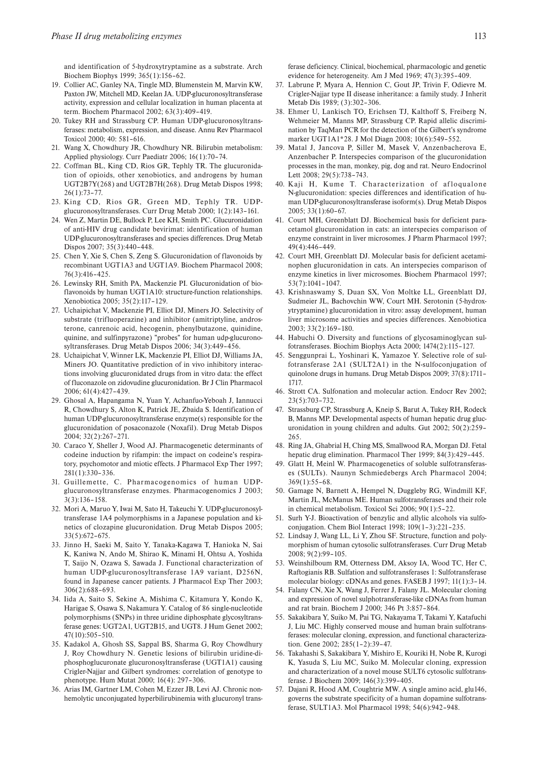and identification of 5-hydroxytryptamine as a substrate. Arch Biochem Biophys 1999; 365(1):156–62.

19. Collier AC, Ganley NA, Tingle MD, Blumenstein M, Marvin KW, Paxton JW, Mitchell MD, Keelan JA. UDP-glucuronosyltransferase activity, expression and cellular localization in human placenta at term. Biochem Pharmacol 2002; 63(3):409–419.
20. Tukey RH and Strassburg CP. Human UDP-glucuronosyltransferases: metabolism, expression, and disease. Annu Rev Pharmacol Toxicol 2000; 40: 581–616.
21. Wang X, Chowdhury JR, Chowdhury NR. Bilirubin metabolism: Applied physiology. Curr Paediatr 2006; 16(1):70–74.
22. Coffman BL, King CD, Rios GR, Tephly TR. The glucuronidation of opioids, other xenobiotics, and androgens by human UGT2B7Y(268) and UGT2B7H(268). Drug Metab Dispos 1998; 26(1):73–77.
23. King CD, Rios GR, Green MD, Tephly TR. UDP-glucuronosyltransferases. Curr Drug Metab 2000; 1(2):143–161.
24. Wen Z, Martin DE, Bullock P, Lee KH, Smith PC. Glucuronidation of anti-HIV drug candidate bevirimat: identification of human UDP-glucuronosyltransferases and species differences. Drug Metab Dispos 2007; 35(3):440–448.
25. Chen Y, Xie S, Chen S, Zeng S. Glucuronidation of flavonoids by recombinant UGT1A3 and UGT1A9. Biochem Pharmacol 2008; 76(3):416–425.
26. Lewinsky RH, Smith PA, Mackenzie PI. Glucuronidation of bioflavonoids by human UGT1A10: structure-function relationships. Xenobiotica 2005; 35(2):117–129.
27. Uchaipichat V, Mackenzie PI, Elliot DJ, Miners JO. Selectivity of substrate (trifluoperazine) and inhibitor (amitriptyline, androsterone, canrenoic acid, hecogenin, phenylbutazone, quinidine, quinine, and sulfinpyrazone) "probes" for human udp-glucuronosyltransferases. Drug Metab Dispos 2006; 34(3):449–456.
28. Uchaipichat V, Winner LK, Mackenzie PI, Elliot DJ, Williams JA, Miners JO. Quantitative prediction of in vivo inhibitory interactions involving glucuronidated drugs from in vitro data: the effect of fluconazole on zidovudine glucuronidation. Br J Clin Pharmacol 2006; 61(4):427–439.
29. Ghosal A, Hapangama N, Yuan Y, Achanfuo-Yeboah J, Iannucci R, Chowdhury S, Alton K, Patrick JE, Zbaida S. Identification of human UDP-glucuronosyltransferase enzyme(s) responsible for the glucuronidation of posaconazole (Noxafil). Drug Metab Dispos 2004; 32(2):267–271.
30. Caraco Y, Sheller J, Wood AJ. Pharmacogenetic determinants of codeine induction by rifampin: the impact on codeine's respiratory, psychomotor and miotic effects. J Pharmacol Exp Ther 1997; 281(1):330–336.
31. Guillemette, C. Pharmacogenomics of human UDP-glucuronosyltransferase enzymes. Pharmacogenomics J 2003; 3(3):136–158.
32. Mori A, Maruo Y, Iwai M, Sato H, Takeuchi Y. UDP-glucuronosyltransferase 1A4 polymorphisms in a Japanese population and kinetics of clozapine glucuronidation. Drug Metab Dispos 2005; 33(5):672–675.
33. Jinno H, Saeki M, Saito Y, Tanaka-Kagawa T, Hanioka N, Sai K, Kaniwa N, Ando M, Shirao K, Minami H, Ohtsu A, Yoshida T, Saijo N, Ozawa S, Sawada J. Functional characterization of human UDP-glucuronosyltransferase 1A9 variant, D256N, found in Japanese cancer patients. J Pharmacol Exp Ther 2003; 306(2):688–693.
34. Iida A, Saito S, Sekine A, Mishima C, Kitamura Y, Kondo K, Harigae S, Osawa S, Nakamura Y. Catalog of 86 single-nucleotide polymorphisms (SNPs) in three uridine diphosphate glycosyltransferase genes: UGT2A1, UGT2B15, and UGT8. J Hum Genet 2002; 47(10):505–510.
35. Kadakol A, Ghosh SS, Sappal BS, Sharma G, Roy Chowdhury J, Roy Chowdhury N. Genetic lesions of bilirubin uridine-diphosphoglucuronate glucuronosyltransferase (UGT1A1) causing Crigler-Najjar and Gilbert syndromes: correlation of genotype to phenotype. Hum Mutat 2000; 16(4): 297–306.
36. Arias IM, Gartner LM, Cohen M, Ezzer JB, Levi AJ. Chronic nonhemolytic unconjugated hyperbilirubinemia with glucuronyl transferase deficiency. Clinical, biochemical, pharmacologic and genetic evidence for heterogeneity. Am J Med 1969; 47(3):395–409.
37. Labrune P, Myara A, Hennion C, Gout JP, Trivin F, Odievre M. Crigler-Najjar type II disease inheritance: a family study. J Inherit Metab Dis 1989; (3):302–306.
38. Ehmer U, Lankisch TO, Erichsen TJ, Kalthoff S, Freiberg N, Wehmeier M, Manns MP, Strassburg CP. Rapid allelic discrimination by TaqMan PCR for the detection of the Gilbert's syndrome marker UGT1A1*28. J Mol Diagn 2008; 10(6):549–552.
39. Matal J, Jancova P, Siller M, Masek V, Anzenbacherova E, Anzenbacher P. Interspecies comparison of the glucuronidation processes in the man, monkey, pig, dog and rat. Neuro Endocrinol Lett 2008; 29(5):738–743.
40. Kaji H, Kume T. Characterization of afloqualone N-glucuronidation: species differences and identification of human UDP-glucuronosyltransferase isoform(s). Drug Metab Dispos 2005; 33(1):60–67.
41. Court MH, Greenblatt DJ. Biochemical basis for deficient paracetamol glucuronidation in cats: an interspecies comparison of enzyme constraint in liver microsomes. J Pharm Pharmacol 1997; 49(4):446–449.
42. Court MH, Greenblatt DJ. Molecular basis for deficient acetaminophen glucuronidation in cats. An interspecies comparison of enzyme kinetics in liver microsomes. Biochem Pharmacol 1997; 53(7):1041–1047.
43. Krishnaswamy S, Duan SX, Von Moltke LL, Greenblatt DJ, Sudmeier JL, Bachovchin WW, Court MH. Serotonin (5-hydroxytryptamine) glucuronidation in vitro: assay development, human liver microsome activities and species differences. Xenobiotica 2003; 33(2):169–180.
44. Habuchi O. Diversity and functions of glycosaminoglycan sulfotransferases. Biochim Biophys Acta 2000; 1474(2):115–127.
45. Senggunprai L, Yoshinari K, Yamazoe Y. Selective role of sulfotransferase 2A1 (SULT2A1) in the N-sulfoconjugation of quinolone drugs in humans. Drug Metab Dispos 2009; 37(8):1711–1717.
46. Strott CA. Sulfonation and molecular action. Endocr Rev 2002; 23(5):703–732.
47. Strassburg CP, Strassburg A, Kneip S, Barut A, Tukey RH, Rodeck B, Manns MP. Developmental aspects of human hepatic drug glucuronidation in young children and adults. Gut 2002; 50(2):259–265.
48. Ring JA, Ghabrial H, Ching MS, Smallwood RA, Morgan DJ. Fetal hepatic drug elimination. Pharmacol Ther 1999; 84(3):429–445.
49. Glatt H, Meinl W. Pharmacogenetics of soluble sulfotransferases (SULTs). Naunyn Schmiedebergs Arch Pharmacol 2004; 369(1):55–68.
50. Gamage N, Barnett A, Hempel N, Duggleby RG, Windmill KF, Martin JL, McManus ME. Human sulfotransferases and their role in chemical metabolism. Toxicol Sci 2006; 90(1):5–22.
51. Surh Y-J. Bioactivation of benzylic and allylic alcohols via sulfo-conjugation. Chem Biol Interact 1998; 109(1–3):221–235.
52. Lindsay J, Wang LL, Li Y, Zhou SF. Structure, function and polymorphism of human cytosolic sulfotransferases. Curr Drug Metab 2008; 9(2):99–105.
53. Weinshilboum RM, Otterness DM, Aksoy IA, Wood TC, Her C, Raftogianis RB. Sulfation and sulfotransferases 1: Sulfotransferase molecular biology: cDNAs and genes. FASEB J 1997; 11(1):3–14.
54. Falany CN, Xie X, Wang J, Ferrer J, Falany JL. Molecular cloning and expression of novel sulphotransferase-like cDNAs from human and rat brain. Biochem J 2000; 346 Pt 3:857–864.
55. Sakakibara Y, Suiko M, Pai TG, Nakayama T, Takami Y, Katafuchi J, Liu MC. Highly conserved mouse and human brain sulfotransferases: molecular cloning, expression, and functional characterization. Gene 2002; 285(1–2):39–47.
56. Takahashi S, Sakakibara Y, Mishiro E, Kouriki H, Nobe R, Kurogi K, Yasuda S, Liu MC, Suiko M. Molecular cloning, expression and characterization of a novel mouse SULT6 cytosolic sulfotransferase. J Biochem 2009; 146(3):399–405.
57. Dajani R, Hood AM, Coughtrie MW. A single amino acid, glu146, governs the substrate specificity of a human dopamine sulfotransferase, SULT1A3. Mol Pharmacol 1998; 54(6):942–948.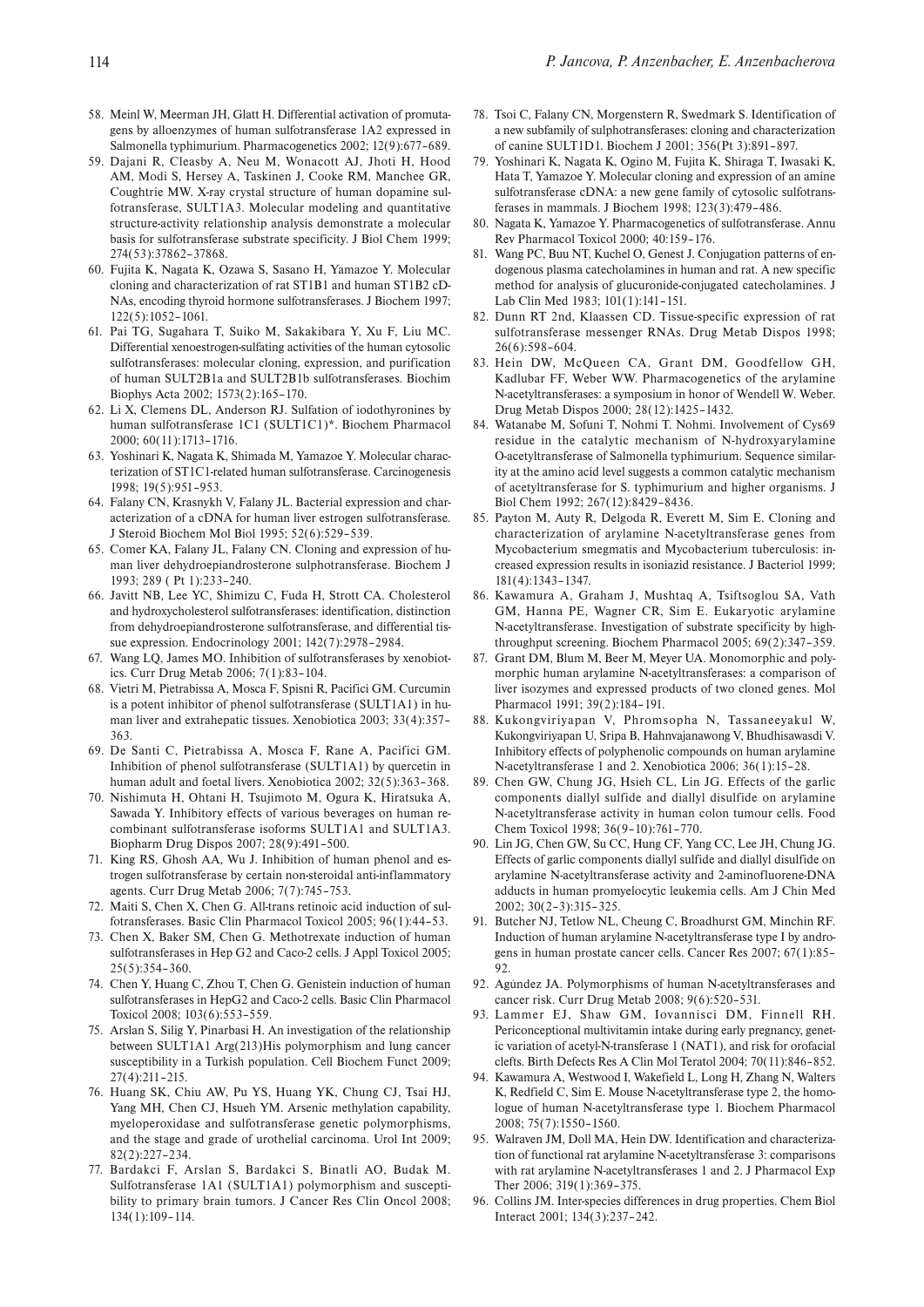58. Meinl W, Meerman JH, Glatt H. Differential activation of promutagens by alloenzymes of human sulfotransferase 1A2 expressed in Salmonella typhimurium. Pharmacogenetics 2002; 12(9):677–689.
59. Dajani R, Cleasby A, Neu M, Wonacott AJ, Jhoti H, Hood AM, Modi S, Hersey A, Taskinen J, Cooke RM, Manchee GR, Coughtrie MW. X-ray crystal structure of human dopamine sulfotransferase, SULT1A3. Molecular modeling and quantitative structure-activity relationship analysis demonstrate a molecular basis for sulfotransferase substrate specificity. J Biol Chem 1999; 274(53):37862–37868.
60. Fujita K, Nagata K, Ozawa S, Sasano H, Yamazoe Y. Molecular cloning and characterization of rat ST1B1 and human ST1B2 cDNAs, encoding thyroid hormone sulfotransferases. J Biochem 1997; 122(5):1052–1061.
61. Pai TG, Sugahara T, Suiko M, Sakakibara Y, Xu F, Liu MC. Differential xenoestrogen-sulfating activities of the human cytosolic sulfotransferases: molecular cloning, expression, and purification of human SULT2B1a and SULT2B1b sulfotransferases. Biochim Biophys Acta 2002; 1573(2):165–170.
62. Li X, Clemens DL, Anderson RJ. Sulfation of iodothyronines by human sulfotransferase 1C1 (SULT1C1)*. Biochem Pharmacol 2000; 60(11):1713–1716.
63. Yoshinari K, Nagata K, Shimada M, Yamazoe Y. Molecular characterization of ST1C1-related human sulfotransferase. Carcinogenesis 1998; 19(5):951–953.
64. Falany CN, Krasnykh V, Falany JL. Bacterial expression and characterization of a cDNA for human liver estrogen sulfotransferase. J Steroid Biochem Mol Biol 1995; 52(6):529–539.
65. Comer KA, Falany JL, Falany CN. Cloning and expression of human liver dehydroepiandrosterone sulphotransferase. Biochem J 1993; 289 ( Pt 1):233–240.
66. Javitt NB, Lee YC, Shimizu C, Fuda H, Strott CA. Cholesterol and hydroxycholesterol sulfotransferases: identification, distinction from dehydroepiandrosterone sulfotransferase, and differential tissue expression. Endocrinology 2001; 142(7):2978–2984.
67. Wang LQ, James MO. Inhibition of sulfotransferases by xenobiotics. Curr Drug Metab 2006; 7(1):83–104.
68. Vietri M, Pietrabissa A, Mosca F, Spisni R, Pacifici GM. Curcumin is a potent inhibitor of phenol sulfotransferase (SULT1A1) in human liver and extrahepatic tissues. Xenobiotica 2003; 33(4):357–363.
69. De Santi C, Pietrabissa A, Mosca F, Rane A, Pacifici GM. Inhibition of phenol sulfotransferase (SULT1A1) by quercetin in human adult and foetal livers. Xenobiotica 2002; 32(5):363–368.
70. Nishimuta H, Ohtani H, Tsujimoto M, Ogura K, Hiratsuka A, Sawada Y. Inhibitory effects of various beverages on human recombinant sulfotransferase isoforms SULT1A1 and SULT1A3. Biopharm Drug Dispos 2007; 28(9):491–500.
71. King RS, Ghosh AA, Wu J. Inhibition of human phenol and estrogen sulfotransferase by certain non-steroidal anti-inflammatory agents. Curr Drug Metab 2006; 7(7):745–753.
72. Maiti S, Chen X, Chen G. All-trans retinoic acid induction of sulfotransferases. Basic Clin Pharmacol Toxicol 2005; 96(1):44–53.
73. Chen X, Baker SM, Chen G. Methotrexate induction of human sulfotransferases in Hep G2 and Caco-2 cells. J Appl Toxicol 2005; 25(5):354–360.
74. Chen Y, Huang C, Zhou T, Chen G. Genistein induction of human sulfotransferases in HepG2 and Caco-2 cells. Basic Clin Pharmacol Toxicol 2008; 103(6):553–559.
75. Arslan S, Silig Y, Pinarbasi H. An investigation of the relationship between SULT1A1 Arg(213)His polymorphism and lung cancer susceptibility in a Turkish population. Cell Biochem Funct 2009; 27(4):211–215.
76. Huang SK, Chiu AW, Pu YS, Huang YK, Chung CJ, Tsai HJ, Yang MH, Chen CJ, Hsueh YM. Arsenic methylation capability, myeloperoxidase and sulfotransferase genetic polymorphisms, and the stage and grade of urothelial carcinoma. Urol Int 2009; 82(2):227–234.
77. Bardakci F, Arslan S, Bardakci S, Binatli AO, Budak M. Sulfotransferase 1A1 (SULT1A1) polymorphism and susceptibility to primary brain tumors. J Cancer Res Clin Oncol 2008; 134(1):109–114.
78. Tsoi C, Falany CN, Morgenstern R, Swedmark S. Identification of a new subfamily of sulphotransferases: cloning and characterization of canine SULT1D1. Biochem J 2001; 356(Pt 3):891–897.
79. Yoshinari K, Nagata K, Ogino M, Fujita K, Shiraga T, Iwasaki K, Hata T, Yamazoe Y. Molecular cloning and expression of an amine sulfotransferase cDNA: a new gene family of cytosolic sulfotransferases in mammals. J Biochem 1998; 123(3):479–486.
80. Nagata K, Yamazoe Y. Pharmacogenetics of sulfotransferase. Annu Rev Pharmacol Toxicol 2000; 40:159–176.
81. Wang PC, Buu NT, Kuchel O, Genest J. Conjugation patterns of endogenous plasma catecholamines in human and rat. A new specific method for analysis of glucuronide-conjugated catecholamines. J Lab Clin Med 1983; 101(1):141–151.
82. Dunn RT 2nd, Klaassen CD. Tissue-specific expression of rat sulfotransferase messenger RNAs. Drug Metab Dispos 1998; 26(6):598–604.
83. Hein DW, McQueen CA, Grant DM, Goodfellow GH, Kadlubar FF, Weber WW. Pharmacogenetics of the arylamine N-acetyltransferases: a symposium in honor of Wendell W. Weber. Drug Metab Dispos 2000; 28(12):1425–1432.
84. Watanabe M, Sofuni T, Nohmi T. Nohmi. Involvement of Cys69 residue in the catalytic mechanism of N-hydroxyarylamine O-acetyltransferase of Salmonella typhimurium. Sequence similarity at the amino acid level suggests a common catalytic mechanism of acetyltransferase for S. typhimurium and higher organisms. J Biol Chem 1992; 267(12):8429–8436.
85. Payton M, Auty R, Delgoda R, Everett M, Sim E. Cloning and characterization of arylamine N-acetyltransferase genes from Mycobacterium smegmatis and Mycobacterium tuberculosis: increased expression results in isoniazid resistance. J Bacteriol 1999; 181(4):1343–1347.
86. Kawamura A, Graham J, Mushtaq A, Tsiftsoglou SA, Vath GM, Hanna PE, Wagner CR, Sim E. Eukaryotic arylamine N-acetyltransferase. Investigation of substrate specificity by high-throughput screening. Biochem Pharmacol 2005; 69(2):347–359.
87. Grant DM, Blum M, Beer M, Meyer UA. Monomorphic and polymorphic human arylamine N-acetyltransferases: a comparison of liver isozymes and expressed products of two cloned genes. Mol Pharmacol 1991; 39(2):184–191.
88. Kukongviriyapan V, Phromsopha N, Tassaneeyakul W, Kukongviriyapan U, Sripa B, Hahnvajanawong V, Bhudhisawasdi V. Inhibitory effects of polyphenolic compounds on human arylamine N-acetyltransferase 1 and 2. Xenobiotica 2006; 36(1):15–28.
89. Chen GW, Chung JG, Hsieh CL, Lin JG. Effects of the garlic components diallyl sulfide and diallyl disulfide on arylamine N-acetyltransferase activity in human colon tumour cells. Food Chem Toxicol 1998; 36(9–10):761–770.
90. Lin JG, Chen GW, Su CC, Hung CF, Yang CC, Lee JH, Chung JG. Effects of garlic components diallyl sulfide and diallyl disulfide on arylamine N-acetyltransferase activity and 2-aminofluorene-DNA adducts in human promyelocytic leukemia cells. Am J Chin Med 2002; 30(2–3):315–325.
91. Butcher NJ, Tetlow NL, Cheung C, Broadhurst GM, Minchin RF. Induction of human arylamine N-acetyltransferase type I by androgens in human prostate cancer cells. Cancer Res 2007; 67(1):85–92.
92. Agúndez JA. Polymorphisms of human N-acetyltransferases and cancer risk. Curr Drug Metab 2008; 9(6):520–531.
93. Lammer EJ, Shaw GM, Iovannisci DM, Finnell RH. Periconceptional multivitamin intake during early pregnancy, genetic variation of acetyl-N-transferase 1 (NAT1), and risk for orofacial clefts. Birth Defects Res A Clin Mol Teratol 2004; 70(11):846–852.
94. Kawamura A, Westwood I, Wakefield L, Long H, Zhang N, Walters K, Redfield C, Sim E. Mouse N-acetyltransferase type 2, the homologue of human N-acetyltransferase type 1. Biochem Pharmacol 2008; 75(7):1550–1560.
95. Walraven JM, Doll MA, Hein DW. Identification and characterization of functional rat arylamine N-acetyltransferase 3: comparisons with rat arylamine N-acetyltransferases 1 and 2. J Pharmacol Exp Ther 2006; 319(1):369–375.
96. Collins JM. Inter-species differences in drug properties. Chem Biol Interact 2001; 134(3):237–242.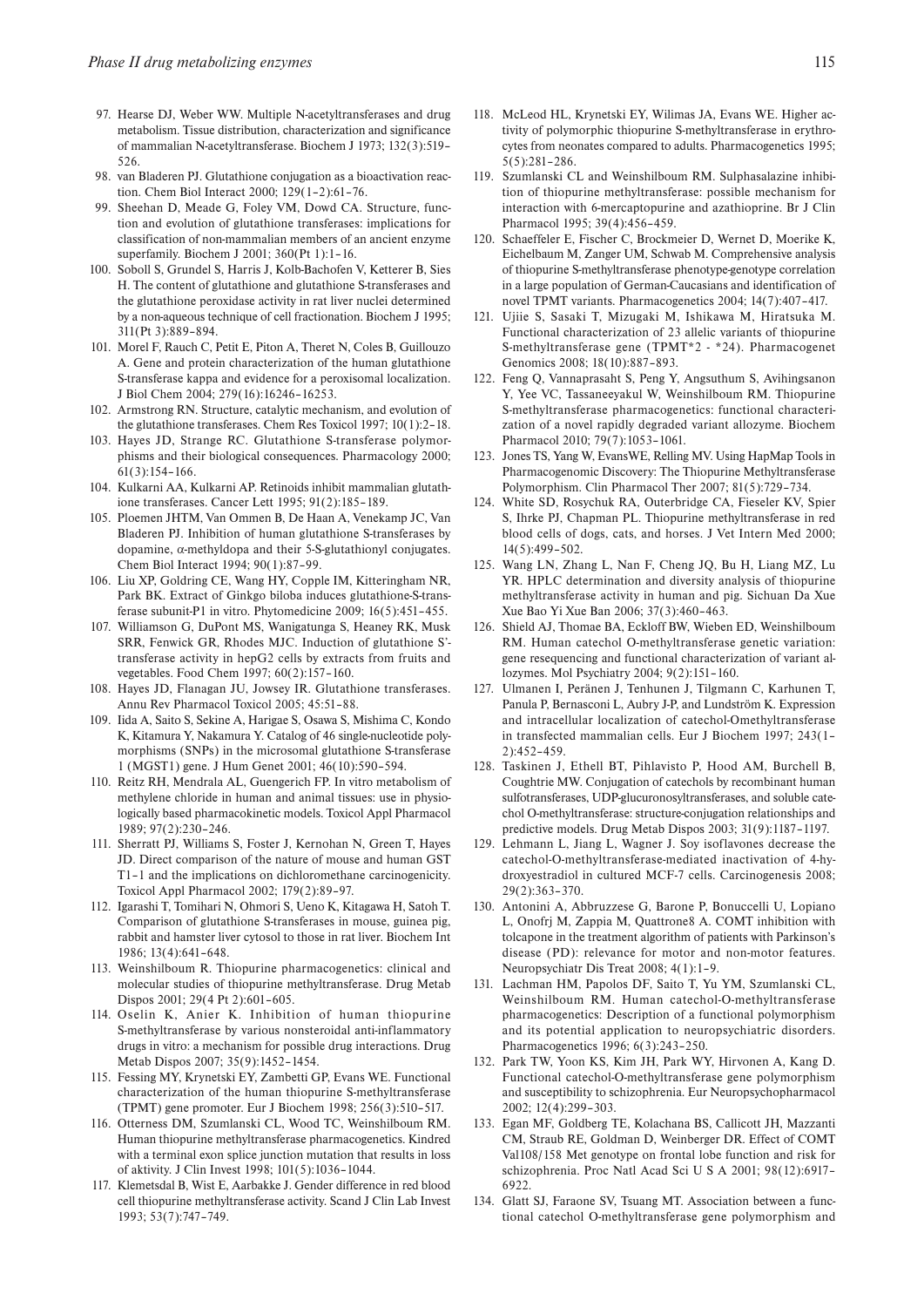97. Hearse DJ, Weber WW. Multiple N-acetyltransferases and drug metabolism. Tissue distribution, characterization and significance of mammalian N-acetyltransferase. Biochem J 1973; 132(3):519–526.
98. van Bladeren PJ. Glutathione conjugation as a bioactivation reaction. Chem Biol Interact 2000; 129(1–2):61–76.
99. Sheehan D, Meade G, Foley VM, Dowd CA. Structure, function and evolution of glutathione transferases: implications for classification of non-mammalian members of an ancient enzyme superfamily. Biochem J 2001; 360(Pt 1):1–16.
100. Soboll S, Grundel S, Harris J, Kolb-Bachofen V, Ketterer B, Sies H. The content of glutathione and glutathione S-transferases and the glutathione peroxidase activity in rat liver nuclei determined by a non-aqueous technique of cell fractionation. Biochem J 1995; 311(Pt 3):889–894.
101. Morel F, Rauch C, Petit E, Piton A, Theret N, Coles B, Guillouzo A. Gene and protein characterization of the human glutathione S-transferase kappa and evidence for a peroxisomal localization. J Biol Chem 2004; 279(16):16246–16253.
102. Armstrong RN. Structure, catalytic mechanism, and evolution of the glutathione transferases. Chem Res Toxicol 1997; 10(1):2–18.
103. Hayes JD, Strange RC. Glutathione S-transferase polymorphisms and their biological consequences. Pharmacology 2000; 61(3):154–166.
104. Kulkarni AA, Kulkarni AP. Retinoids inhibit mammalian glutathione transferases. Cancer Lett 1995; 91(2):185–189.
105. Ploemen JHTM, Van Ommen B, De Haan A, Venekamp JC, Van Bladeren PJ. Inhibition of human glutathione S-transferases by dopamine, α-methyldopa and their 5-S-glutathionyl conjugates. Chem Biol Interact 1994; 90(1):87–99.
106. Liu XP, Goldring CE, Wang HY, Copple IM, Kitteringham NR, Park BK. Extract of Ginkgo biloba induces glutathione-S-transferase subunit-P1 in vitro. Phytomedicine 2009; 16(5):451–455.
107. Williamson G, DuPont MS, Wanigatunga S, Heaney RK, Musk SRR, Fenwick GR, Rhodes MJC. Induction of glutathione S'-transferase activity in hepG2 cells by extracts from fruits and vegetables. Food Chem 1997; 60(2):157–160.
108. Hayes JD, Flanagan JU, Jowsey IR. Glutathione transferases. Annu Rev Pharmacol Toxicol 2005; 45:51–88.
109. Iida A, Saito S, Sekine A, Harigae S, Osawa S, Mishima C, Kondo K, Kitamura Y, Nakamura Y. Catalog of 46 single-nucleotide polymorphisms (SNPs) in the microsomal glutathione S-transferase 1 (MGST1) gene. J Hum Genet 2001; 46(10):590–594.
110. Reitz RH, Mendrala AL, Guengerich FP. In vitro metabolism of methylene chloride in human and animal tissues: use in physiologically based pharmacokinetic models. Toxicol Appl Pharmacol 1989; 97(2):230–246.
111. Sherratt PJ, Williams S, Foster J, Kernohan N, Green T, Hayes JD. Direct comparison of the nature of mouse and human GST T1–1 and the implications on dichloromethane carcinogenicity. Toxicol Appl Pharmacol 2002; 179(2):89–97.
112. Igarashi T, Tomihari N, Ohmori S, Ueno K, Kitagawa H, Satoh T. Comparison of glutathione S-transferases in mouse, guinea pig, rabbit and hamster liver cytosol to those in rat liver. Biochem Int 1986; 13(4):641–648.
113. Weinshilboum R. Thiopurine pharmacogenetics: clinical and molecular studies of thiopurine methyltransferase. Drug Metab Dispos 2001; 29(4 Pt 2):601–605.
114. Oselin K, Anier K. Inhibition of human thiopurine S-methyltransferase by various nonsteroidal anti-inflammatory drugs in vitro: a mechanism for possible drug interactions. Drug Metab Dispos 2007; 35(9):1452–1454.
115. Fessing MY, Krynetski EY, Zambetti GP, Evans WE. Functional characterization of the human thiopurine S-methyltransferase (TPMT) gene promoter. Eur J Biochem 1998; 256(3):510–517.
116. Otterness DM, Szumlanski CL, Wood TC, Weinshilboum RM. Human thiopurine methyltransferase pharmacogenetics. Kindred with a terminal exon splice junction mutation that results in loss of aktivity. J Clin Invest 1998; 101(5):1036–1044.
117. Klemetsdal B, Wist E, Aarbakke J. Gender difference in red blood cell thiopurine methyltransferase activity. Scand J Clin Lab Invest 1993; 53(7):747–749.
118. McLeod HL, Krynetski EY, Wilimas JA, Evans WE. Higher activity of polymorphic thiopurine S-methyltransferase in erythrocytes from neonates compared to adults. Pharmacogenetics 1995; 5(5):281–286.
119. Szumlanski CL and Weinshilboum RM. Sulphasalazine inhibition of thiopurine methyltransferase: possible mechanism for interaction with 6-mercaptopurine and azathioprine. Br J Clin Pharmacol 1995; 39(4):456–459.
120. Schaeffeler E, Fischer C, Brockmeier D, Wernet D, Moerike K, Eichelbaum M, Zanger UM, Schwab M. Comprehensive analysis of thiopurine S-methyltransferase phenotype-genotype correlation in a large population of German-Caucasians and identification of novel TPMT variants. Pharmacogenetics 2004; 14(7):407–417.
121. Ujiie S, Sasaki T, Mizugaki M, Ishikawa M, Hiratsuka M. Functional characterization of 23 allelic variants of thiopurine S-methyltransferase gene (TPMT*2 - *24). Pharmacogenet Genomics 2008; 18(10):887–893.
122. Feng Q, Vannaprasaht S, Peng Y, Angsuthum S, Avihingsanon Y, Yee VC, Tassaneeyakul W, Weinshilboum RM. Thiopurine S-methyltransferase pharmacogenetics: functional characterization of a novel rapidly degraded variant allozyme. Biochem Pharmacol 2010; 79(7):1053–1061.
123. Jones TS, Yang W, EvansWE, Relling MV. Using HapMap Tools in Pharmacogenomic Discovery: The Thiopurine Methyltransferase Polymorphism. Clin Pharmacol Ther 2007; 81(5):729–734.
124. White SD, Rosychuk RA, Outerbridge CA, Fieseler KV, Spier S, Ihrke PJ, Chapman PL. Thiopurine methyltransferase in red blood cells of dogs, cats, and horses. J Vet Intern Med 2000; 14(5):499–502.
125. Wang LN, Zhang L, Nan F, Cheng JQ, Bu H, Liang MZ, Lu YR. HPLC determination and diversity analysis of thiopurine methyltransferase activity in human and pig. Sichuan Da Xue Xue Bao Yi Xue Ban 2006; 37(3):460–463.
126. Shield AJ, Thomae BA, Eckloff BW, Wieben ED, Weinshilboum RM. Human catechol O-methyltransferase genetic variation: gene resequencing and functional characterization of variant allozymes. Mol Psychiatry 2004; 9(2):151–160.
127. Ulmanen I, Peränen J, Tenhunen J, Tilgmann C, Karhunen T, Panula P, Bernasconi L, Aubry J-P, and Lundström K. Expression and intracellular localization of catechol-Omethyltransferase in transfected mammalian cells. Eur J Biochem 1997; 243(1–2):452–459.
128. Taskinen J, Ethell BT, Pihlavisto P, Hood AM, Burchell B, Coughtrie MW. Conjugation of catechols by recombinant human sulfotransferases, UDP-glucuronosyltransferases, and soluble catechol O-methyltransferase: structure-conjugation relationships and predictive models. Drug Metab Dispos 2003; 31(9):1187–1197.
129. Lehmann L, Jiang L, Wagner J. Soy isoflavones decrease the catechol-O-methyltransferase-mediated inactivation of 4-hydroxyestradiol in cultured MCF-7 cells. Carcinogenesis 2008; 29(2):363–370.
130. Antonini A, Abbruzzese G, Barone P, Bonuccelli U, Lopiano L, Onofrj M, Zappia M, Quattrone8 A. COMT inhibition with tolcapone in the treatment algorithm of patients with Parkinson's disease (PD): relevance for motor and non-motor features. Neuropsychiatr Dis Treat 2008; 4(1):1–9.
131. Lachman HM, Papolos DF, Saito T, Yu YM, Szumlanski CL, Weinshilboum RM. Human catechol-O-methyltransferase pharmacogenetics: Description of a functional polymorphism and its potential application to neuropsychiatric disorders. Pharmacogenetics 1996; 6(3):243–250.
132. Park TW, Yoon KS, Kim JH, Park WY, Hirvonen A, Kang D. Functional catechol-O-methyltransferase gene polymorphism and susceptibility to schizophrenia. Eur Neuropsychopharmacol 2002; 12(4):299–303.
133. Egan MF, Goldberg TE, Kolachana BS, Callicott JH, Mazzanti CM, Straub RE, Goldman D, Weinberger DR. Effect of COMT Val108/158 Met genotype on frontal lobe function and risk for schizophrenia. Proc Natl Acad Sci U S A 2001; 98(12):6917–6922.
134. Glatt SJ, Faraone SV, Tsuang MT. Association between a functional catechol O-methyltransferase gene polymorphism and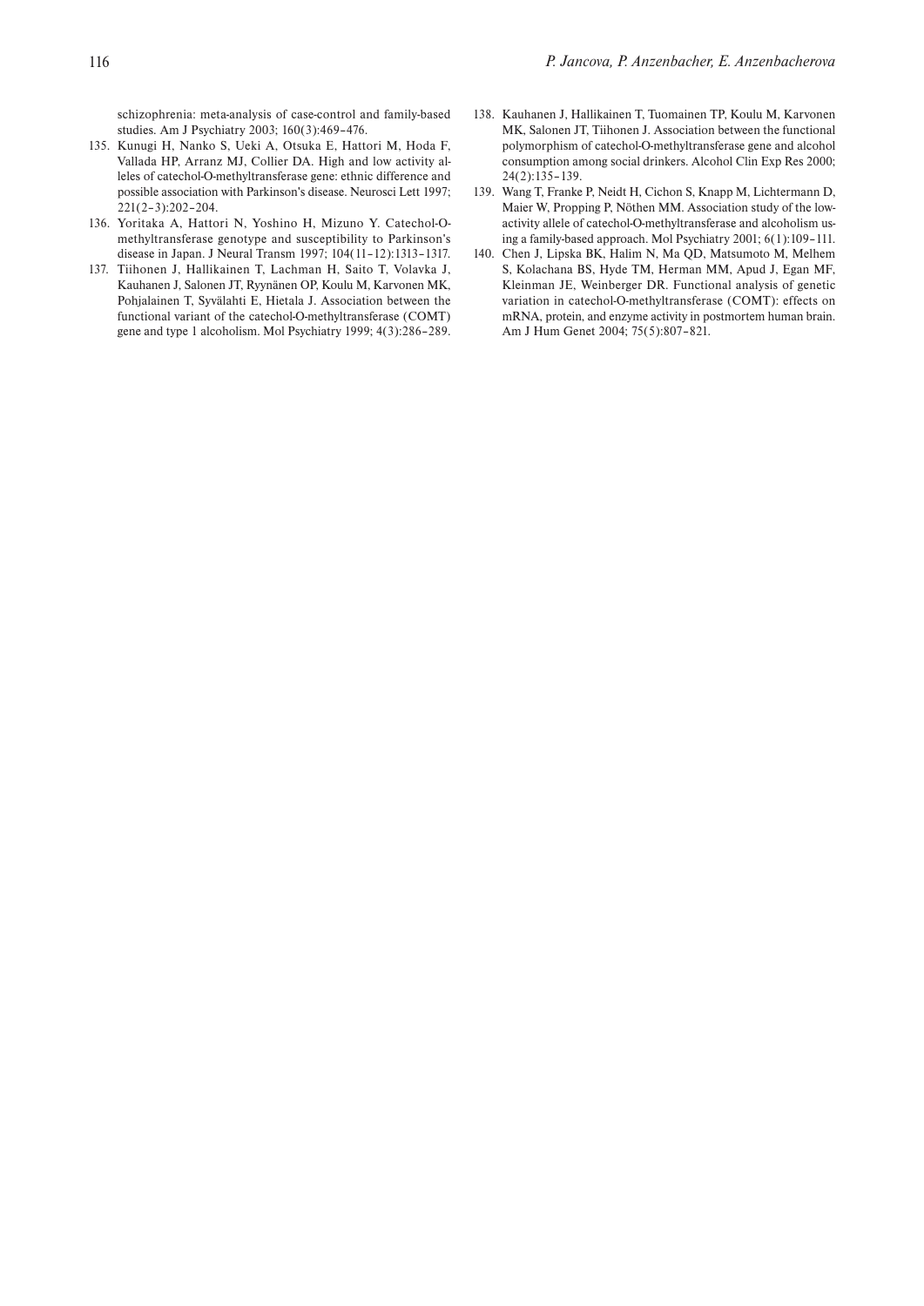schizophrenia: meta-analysis of case-control and family-based studies. Am J Psychiatry 2003; 160(3):469–476.

135. Kunugi H, Nanko S, Ueki A, Otsuka E, Hattori M, Hoda F, Vallada HP, Arranz MJ, Collier DA. High and low activity alleles of catechol-O-methyltransferase gene: ethnic difference and possible association with Parkinson's disease. Neurosci Lett 1997; 221(2–3):202–204.
136. Yoritaka A, Hattori N, Yoshino H, Mizuno Y. Catechol-O-methyltransferase genotype and susceptibility to Parkinson's disease in Japan. J Neural Transm 1997; 104(11–12):1313–1317.
137. Tiihonen J, Hallikainen T, Lachman H, Saito T, Volavka J, Kauhanen J, Salonen JT, Ryynänen OP, Koulu M, Karvonen MK, Pohjalainen T, Syvälahti E, Hietala J. Association between the functional variant of the catechol-O-methyltransferase (COMT) gene and type 1 alcoholism. Mol Psychiatry 1999; 4(3):286–289.
138. Kauhanen J, Hallikainen T, Tuomainen TP, Koulu M, Karvonen MK, Salonen JT, Tiihonen J. Association between the functional polymorphism of catechol-O-methyltransferase gene and alcohol consumption among social drinkers. Alcohol Clin Exp Res 2000; 24(2):135–139.
139. Wang T, Franke P, Neidt H, Cichon S, Knapp M, Lichtermann D, Maier W, Propping P, Nöthen MM. Association study of the low-activity allele of catechol-O-methyltransferase and alcoholism using a family-based approach. Mol Psychiatry 2001; 6(1):109–111.
140. Chen J, Lipska BK, Halim N, Ma QD, Matsumoto M, Melhem S, Kolachana BS, Hyde TM, Herman MM, Apud J, Egan MF, Kleinman JE, Weinberger DR. Functional analysis of genetic variation in catechol-O-methyltransferase (COMT): effects on mRNA, protein, and enzyme activity in postmortem human brain. Am J Hum Genet 2004; 75(5):807–821.